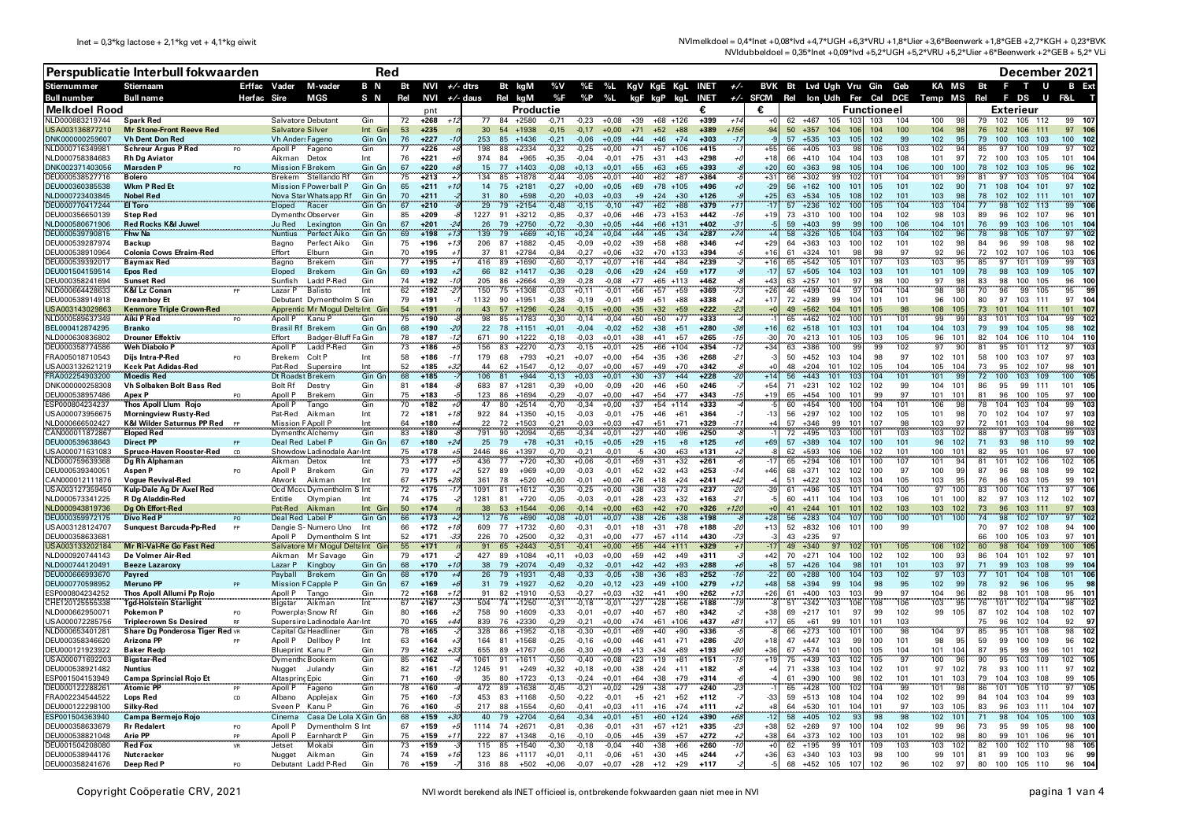Inet = 0,3*kg lactose + 2,1*kg vet + 4,1*kg eiwit

NVImelkdoel = 0,4*Inet +0,08*Ivd +4,7*UGH +6,3*VRU +1,8*Uier +3,6*Beenwerk +1,8*GEB +2,7*KGH + 0,23*BVK
NVIdubbeldoel = 0,35*Inet +0,09*Ivd +5,2*UGH +5,2*VRU +5,2*Uier +6*Beenwerk +2*GEB + 5,2* VLi

# Perspublicatie Interbull fokwaarden Red

**December 2021**

## Melkdoel Rood

| Stiernummer | Stiernaam | Erffac | Vader | M-vader | B N | Bt | NVI | +/- | dtrs | Bt | kgM | %V | %E | %L | KgV | KgE | KgL | INET | +/- | BVK | Bt | Lvd | Ugh | Vru | Gin | Geb | KA | MS | Bt | F | T | U | B | Ext |
|---|---|---|---|---|---|---|---|---|---|---|---|---|---|---|---|---|---|---|---|---|---|---|---|---|---|---|---|---|---|---|---|---|---|---|
| Bull number | Bull name | Herfac | Sire | MGS | S N | Rel | NVI | +/- | daus | Rel | kgM | %F | %P | %L | kgF | kgP | kgL | INET | +/- | SFCM | Rel | lon | Udh | Fer | Cal | DCE | Temp | MS | Rel | F | DS | U | F&L | T |
| | | | | | | | pnt | | | Productie | | | | | | | | € | | € | Functioneel | | | | | | | | Exterieur | | | | | |
| NLD000883219744 | Spark Red | | Salvatore | Debutant | Gin | 72 | +268 | +12 | 77 | 84 | +2580 | -0,71 | -0,23 | +0,08 | +39 | +68 | +126 | +399 | +14 | +0 | 62 | +467 | 105 | 103 | 103 | 104 | 100 | 98 | 79 | 102 | 105 | 112 | 99 | 107 |
| USA003136877210 | Mr Stone-Front Reeve Red | | Salvatore | Silver | Int Gin | 53 | +235 | | 30 | 54 | +1938 | -0,15 | -0,17 | +0,00 | +71 | +52 | +88 | +389 | +156 | -94 | 50 | +357 | 104 | 106 | 104 | 100 | 104 | 98 | 76 | 102 | 106 | 111 | 97 | 106 |
| DNK000000259607 | Vh Dent Don Red | | Vh Anders | Fageno | Gin Gn | 76 | +227 | -10 | 253 | 85 | +1436 | -0,21 | -0,06 | +0,09 | +44 | +46 | +74 | +303 | -17 | -9 | 57 | +535 | 103 | 105 | 102 | 99 | 102 | 95 | 79 | 100 | 103 | 103 | 100 | 102 |
| NLD000716349981 | Schreur Argus P Red | PO | Apoll P | Fageno | Gin | 77 | +226 | +8 | 198 | 88 | +2334 | -0,32 | -0,25 | +0,00 | +71 | +57 | +106 | +415 | | +55 | 66 | +405 | 103 | 98 | 106 | 103 | 102 | 94 | 85 | 97 | 100 | 109 | 97 | 102 |
| NLD000758384683 | Rh Dg Aviator | | Aikman | Detox | Int | 76 | +221 | +6 | 974 | 84 | +965 | +0,35 | -0,04 | -0,01 | +75 | +31 | +43 | +298 | +0 | +18 | 66 | +410 | 104 | 104 | 103 | 108 | 101 | 97 | 72 | 100 | 103 | 105 | 101 | 104 |
| DNK002371403056 | Marsden P | PO | Mission P | Brekem | Gin Gn | 67 | +220 | +8 | 15 | 77 | +1403 | -0,08 | +0,13 | +0,01 | +55 | +63 | +65 | +393 | -8 | +20 | 60 | +363 | 98 | 105 | 104 | 106 | 100 | 100 | 78 | 102 | 103 | 105 | 96 | 102 |
| DEU000538527716 | Bolero | | Brekem | Stellando Rf | Gin | 75 | +213 | +2 | 134 | 85 | +1878 | -0,44 | -0,05 | +0,01 | +40 | +62 | +87 | +364 | -5 | +31 | 66 | +302 | 99 | 102 | 101 | 104 | 101 | 99 | 81 | 97 | 103 | 105 | 104 | 104 |
| DEU000360385538 | Wkm P Red Et | | Mission P | Powerball P | Gin Gn | 65 | +211 | +10 | 14 | 75 | +2181 | -0,27 | +0,00 | +0,05 | +69 | +78 | +105 | +496 | +0 | -29 | 56 | +162 | 100 | 101 | 105 | 101 | 102 | 90 | 71 | 108 | 104 | 101 | 97 | 102 |
| NLD000723403845 | Nobel Red | | Nova Star | Whatsapp Rf | Gin Gn | 70 | +211 | -2 | 31 | 80 | +598 | -0,20 | +0,03 | +0,03 | +9 | +24 | +30 | +126 | -9 | +25 | 63 | +534 | 105 | 108 | 102 | 101 | 103 | 98 | 78 | 102 | 102 | 111 | 101 | 107 |
| DEU000770417244 | El Toro | | Eloped | Racer | Gin Gn | 67 | +210 | -5 | 29 | 79 | +2154 | -0,48 | -0,15 | -0,10 | +47 | +62 | +88 | +379 | +11 | -17 | 57 | +236 | 102 | 100 | 105 | 104 | 103 | 104 | 77 | 98 | 102 | 113 | 99 | 106 |
| DEU000356650139 | Step Red | | Dymentho | Observer | Gin | 85 | +209 | -8 | 1227 | 91 | +3212 | -0,85 | -0,37 | +0,06 | +46 | +73 | +153 | +442 | -16 | +19 | 73 | +310 | 100 | 100 | 104 | 102 | 98 | 103 | 89 | 96 | 102 | 107 | 96 | 101 |
| NLD000580671906 | Red Rocks K&I Juwel | | Ju Red | Lexington | Gin Gn | 67 | +201 | -24 | 26 | 79 | +2750 | -0,72 | -0,30 | +0,05 | +44 | +66 | +131 | +402 | -31 | -5 | 59 | +403 | 99 | 99 | 100 | 106 | 104 | 101 | 76 | 99 | 103 | 106 | 101 | 104 |
| DEU000539790815 | Ftw Na | | Nuntius | Perfect Aiko | Gin Gn | 69 | +198 | +13 | 139 | 79 | +669 | +0,16 | +0,24 | +0,04 | +44 | +45 | +34 | +287 | +74 | +4 | 58 | +326 | 105 | 104 | 103 | 104 | 102 | 96 | 78 | 98 | 105 | 107 | 97 | 102 |
| DEU000539287974 | Backup | | Bagno | Perfect Aiko | Gin | 75 | +196 | +13 | 206 | 87 | +1882 | -0,45 | -0,09 | +0,02 | +39 | +58 | +88 | +346 | +4 | +29 | 64 | +363 | 103 | 100 | 102 | 101 | 102 | 98 | 84 | 96 | 99 | 108 | 98 | 102 |
| DEU000538910964 | Colonia Cows Efraim-Red | | Effort | Elburn | Gin | 70 | +195 | +1 | 37 | 81 | +2784 | -0,84 | -0,27 | +0,06 | +32 | +70 | +133 | +394 | -5 | +16 | 61 | +324 | 101 | 98 | 98 | 97 | 92 | 96 | 72 | 102 | 107 | 106 | 103 | 106 |
| DEU000539392017 | Baymax Red | | Bagno | Brekem | Gin | 77 | +195 | +1 | 416 | 89 | +1690 | -0,60 | -0,17 | +0,07 | +16 | +44 | +84 | +239 | -2 | +16 | 65 | +542 | 105 | 101 | 107 | 103 | 103 | 95 | 85 | 97 | 101 | 109 | 99 | 103 |
| DEU001504159514 | Epos Red | | Eloped | Brekem | Gin Gn | 69 | +193 | +2 | 66 | 82 | +1417 | -0,36 | -0,28 | -0,06 | +29 | +24 | +59 | +177 | -2 | -17 | 57 | +505 | 104 | 103 | 103 | 101 | 101 | 109 | 78 | 98 | 103 | 109 | 105 | 107 |
| DEU000358241694 | Sunset Red | | Sunfish | Ladd P-Red | Gin | 74 | +192 | -10 | 205 | 86 | +2664 | -0,39 | -0,28 | -0,08 | +77 | +65 | +113 | +462 | -8 | +43 | 63 | +257 | 101 | 97 | 98 | 100 | 97 | 98 | 83 | 98 | 100 | 105 | 96 | 100 |
| NLD000664428633 | K&I Lz Conan | PP | Lazar P | Balisto | Int | 62 | +192 | -27 | 150 | 75 | +1308 | -0,03 | +0,11 | -0,01 | +56 | +57 | +59 | +369 | -73 | +26 | 46 | +499 | 104 | 97 | 104 | 104 | 98 | 98 | 70 | 96 | 99 | 105 | 95 | 99 |
| DEU000538914918 | Dreamboy Et | | Debutant | Dymentholm S | Gin | 79 | +191 | -1 | 1132 | 90 | +1951 | -0,38 | -0,19 | -0,01 | +49 | +51 | +88 | +338 | +2 | +17 | 72 | +289 | 99 | 104 | 101 | 101 | 96 | 100 | 80 | 97 | 103 | 111 | 97 | 104 |
| USA003143029863 | Kenmore Triple Crown-Red | | Apprentic | Mr Mogul Delta | Int Gin | 54 | +191 | | 43 | 57 | +1296 | -0,24 | -0,15 | +0,00 | +35 | +32 | +59 | +222 | -23 | +0 | 49 | +562 | 104 | 101 | 105 | 98 | 108 | 105 | 73 | 101 | 104 | 111 | 101 | 107 |
| NLD000589637349 | Alki P Red | PO | Apoll P | Kanu P | Gin | 75 | +190 | -5 | 98 | 85 | +1783 | -0,30 | -0,14 | +0,04 | +50 | +50 | +77 | +333 | -3 | -15 | 65 | +462 | 102 | 100 | 101 | 101 | 99 | 99 | 83 | 101 | 103 | 104 | 99 | 102 |
| BEL000412874295 | Branko | | Brasil Rf | Brekem | Gin Gn | 68 | +190 | -20 | 22 | 78 | +1151 | +0,01 | -0,04 | -0,02 | +52 | +38 | +51 | +280 | -38 | +16 | 62 | +518 | 101 | 103 | 101 | 101 | 104 | 103 | 79 | 99 | 104 | 105 | 98 | 102 |
| NLD000630836802 | Drouner Effektiv | | Effort | Badger-Bluff Fa | Gin | 78 | +187 | -12 | 671 | 90 | +1222 | -0,18 | -0,03 | +0,01 | +38 | +41 | +57 | +265 | -15 | -30 | 70 | +213 | 101 | 105 | 103 | 105 | 96 | 101 | 82 | 104 | 106 | 110 | 104 | 110 |
| DEU000358774586 | Weh Diabolo P | | Apoll P | Ladd P-Red | Gin | 73 | +186 | +5 | 156 | 83 | +2270 | -0,73 | -0,15 | +0,01 | +25 | +66 | +104 | +354 | -12 | +34 | 63 | +386 | 100 | 99 | 99 | 102 | 97 | 90 | 81 | 95 | 101 | 112 | 97 | 103 |
| FRA005018710543 | Dijs Intra-P-Red | PO | Brekem | Colt P | Int | 58 | +186 | -11 | 179 | 68 | +793 | +0,21 | +0,07 | +0,00 | +54 | +35 | +36 | +268 | -21 | -3 | 50 | +452 | 103 | 104 | 98 | 97 | 102 | 101 | 58 | 100 | 103 | 107 | 97 | 103 |
| USA003132621219 | Kcck Pat Adidas-Red | | Pat-Red | Supersire | Int | 52 | +185 | +32 | 44 | 62 | +1547 | -0,12 | -0,07 | +0,00 | +57 | +49 | +70 | +342 | -8 | +0 | 48 | +204 | 101 | 102 | 105 | 104 | 105 | 104 | 73 | 95 | 102 | 107 | 98 | 101 |
| FRA002254903200 | Moedis Red | | Dt Roadst | Brekem | Gin Gn | 68 | +185 | | 106 | 81 | +944 | -0,13 | +0,03 | +0,01 | +30 | +37 | +44 | +228 | -20 | +14 | 56 | +443 | 101 | 103 | 104 | 101 | 101 | 99 | 77 | 100 | 103 | 109 | 100 | 105 |
| DNK000000258308 | Vh Solbakken Bolt Bass Red | | Bolt Rf | Destry | Gin | 81 | +184 | -3 | 683 | 87 | +1971 | -0,39 | +0,00 | -0,09 | +20 | +46 | +50 | +246 | -2 | +54 | 71 | +231 | 102 | 102 | 102 | 99 | 104 | 101 | 86 | 95 | 99 | 111 | 101 | 105 |
| DEU000538957486 | Apex P | PO | Apoll P | Brekem | Gin | 75 | +183 | -3 | 123 | 86 | +1694 | -0,29 | -0,07 | +0,00 | +47 | +54 | +77 | +343 | -15 | +19 | 65 | +454 | 100 | 101 | 99 | 97 | 101 | 101 | 81 | 96 | 100 | 105 | 97 | 100 |
| ESP000804234132 | Thos Apoll Llum Rojo | | Apoll P | Tango | Gin | 70 | +182 | +6 | 47 | 80 | +2514 | -0,70 | -0,34 | +0,00 | +37 | +54 | +114 | +333 | -4 | -5 | 60 | +454 | 100 | 100 | 104 | 101 | 106 | 98 | 78 | 104 | 103 | 104 | 99 | 103 |
| USA000073956675 | Morningview Rusty-Red | | Pat-Red | Aikman | Int | 72 | +181 | +18 | 922 | 84 | +1350 | +0,15 | -0,03 | -0,01 | +75 | +46 | +61 | +364 | -1 | -13 | 56 | +297 | 102 | 100 | 102 | 105 | 101 | 98 | 70 | 102 | 104 | 107 | 97 | 103 |
| NLD000666502427 | K&I Wilder Saturnus PP Red | PP | Mission F | Apoll P | Int | 64 | +180 | +4 | 22 | 72 | +1503 | -0,21 | -0,03 | +0,03 | +47 | +51 | +71 | +329 | -11 | +4 | 57 | +346 | 99 | 101 | 107 | 98 | 103 | 97 | 72 | 101 | 103 | 104 | 98 | 102 |
| CAN000011872867 | Eloped Red | | Dymentho | Alchemy | Gin | 83 | +180 | -4 | 791 | 90 | +2094 | -0,65 | -0,34 | +0,01 | +27 | +40 | +96 | +250 | -8 | -1 | 72 | +495 | 103 | 100 | 101 | 103 | 103 | 102 | 88 | 97 | 103 | 108 | 99 | 103 |
| DEU000539636843 | Direct PP | PP | Deal Red | Label P | Gin Gn | 67 | +180 | +24 | 25 | 79 | +78 | +0,31 | +0,15 | +0,05 | +29 | +15 | +8 | +125 | +6 | +69 | 57 | +389 | 104 | 107 | 100 | 101 | 96 | 102 | 71 | 93 | 98 | 110 | 99 | 102 |
| USA000071631083 | Spruce-Haven Rooster-Red | CD | Showdow | Ladinodale Aar | Int | 75 | +178 | +5 | 2446 | 86 | +1397 | -0,70 | -0,21 | -0,01 | -5 | +30 | +63 | +131 | +2 | -8 | 62 | +593 | 106 | 106 | 102 | 101 | 100 | 101 | 82 | 95 | 101 | 106 | 97 | 100 |
| NLD000769639368 | Dg Rh Alphaman | | Aikman | Detox | Int | 73 | +177 | +5 | 436 | 77 | +720 | +0,30 | +0,06 | -0,01 | +59 | +31 | +32 | +261 | -1 | -17 | 65 | +294 | 106 | 101 | 100 | 107 | 101 | 94 | 81 | 101 | 102 | 106 | 102 | 105 |
| DEU000539340051 | Aspen P | PO | Apoll P | Brekem | Gin | 79 | +177 | +2 | 527 | 89 | +969 | +0,09 | -0,03 | -0,01 | +52 | +32 | +43 | +253 | -14 | +46 | 68 | +371 | 102 | 102 | 100 | 97 | 100 | 99 | 87 | 96 | 98 | 108 | 99 | 102 |
| CAN000012111876 | Vogue Revival-Red | | Atwork | Aikman | Int | 67 | +175 | +28 | 361 | 78 | +520 | +0,60 | -0,01 | +0,00 | +76 | +18 | +24 | +241 | +42 | -4 | 51 | +422 | 103 | 103 | 104 | 105 | 103 | 95 | 76 | 96 | 103 | 105 | 99 | 101 |
| USA003127359450 | Kulp-Dale Ag Dr Axel Red | | Ocd Mccu | Dymentholm S | Int | 72 | +175 | -17 | 1091 | 81 | +1612 | -0,35 | -0,25 | +0,00 | +38 | +33 | +73 | +237 | -20 | -39 | 61 | +496 | 105 | 101 | 104 | 100 | 97 | 100 | 83 | 100 | 106 | 113 | 97 | 106 |
| NLD000573341225 | R Dg Aladdin-Red | | Entitle | Olympian | Int | 74 | +175 | -2 | 1281 | 81 | +720 | -0,05 | -0,03 | -0,01 | +28 | +23 | +32 | +163 | -21 | -5 | 60 | +411 | 104 | 104 | 103 | 106 | 101 | 100 | 82 | 97 | 103 | 112 | 102 | 107 |
| NLD000943819736 | Dg Oh Effort-Red | | Pat-Red | Aikman | Int Gin | 50 | +174 | | 38 | 53 | +1544 | -0,06 | -0,14 | +0,00 | +63 | +42 | +70 | +326 | +120 | +0 | 41 | +244 | 101 | 101 | 102 | 103 | 103 | 102 | 73 | 96 | 103 | 111 | 97 | 103 |
| DEU000359972175 | Divo Red P | PO | Deal Red | Label P | Gin Gn | 66 | +173 | +2 | 12 | 76 | +690 | +0,08 | +0,01 | +0,07 | +38 | +26 | +38 | +198 | -8 | +28 | 56 | +283 | 104 | 107 | 100 | 100 | 101 | 100 | 74 | 98 | 102 | 107 | 97 | 102 |
| USA003128124707 | Sunquest Barcuda-Pp-Red | PP | Dangie S | Numero Uno | Int | 66 | +172 | +12 | 609 | 77 | +1732 | -0,60 | -0,31 | +0,01 | +18 | +31 | +78 | +188 | -20 | +13 | 52 | +832 | 106 | 101 | 100 | 99 | | | 74 | 99 | 102 | 108 | 94 | 100 |
| DEU000358633681 | | | Apoll P | Dymentholm S | Int | 52 | +171 | -33 | 226 | 70 | +2500 | -0,32 | -0,31 | +0,00 | +77 | +57 | +114 | +430 | -73 | -3 | 43 | +235 | 97 | | | | | | 66 | 100 | 105 | 103 | 97 | 101 |
| USA003133202184 | Mr Ri-Val-Re Go Fast Red | | Salvatore | Mr Mogul Delta | Int Gin | 55 | +171 | | 91 | 65 | +2443 | -0,51 | -0,41 | +0,00 | +55 | +44 | +111 | +329 | +1 | -17 | 49 | +340 | 97 | 102 | 101 | 105 | 106 | 102 | 60 | 98 | 104 | 109 | 100 | 105 |
| NLD000920744143 | De Volmer Air-Red | | Aikman | Mr Savage | Gin | 79 | +171 | -8 | 427 | 89 | +1084 | +0,11 | +0,03 | +0,00 | +59 | +42 | +49 | +311 | -3 | +42 | 70 | +271 | 104 | 100 | 102 | 102 | 100 | 93 | 86 | 104 | 101 | 102 | 97 | 101 |
| NLD000744120491 | Beeze Lazaroxy | | Lazar P | Kingboy | Gin Gn | 68 | +170 | +10 | 38 | 79 | +2074 | -0,49 | -0,32 | -0,01 | +42 | +42 | +93 | +288 | +6 | +8 | 57 | +426 | 104 | 98 | 101 | 101 | 103 | 97 | 71 | 99 | 103 | 108 | 99 | 104 |
| DEU000666993670 | Payred | | Payball | Brekem | Gin Gn | 68 | +170 | +4 | 16 | 79 | +1931 | -0,48 | -0,33 | -0,05 | +38 | +36 | +83 | +252 | -16 | -22 | 60 | +288 | 100 | 104 | 103 | 102 | 97 | 103 | 77 | 101 | 104 | 108 | 101 | 106 |
| DEU000770598952 | Meruno PP | PP | Mission F | Capple P | Gin Gn | 67 | +169 | +6 | 31 | 79 | +1927 | -0,62 | -0,20 | +0,12 | +23 | +49 | +100 | +279 | +12 | +48 | 58 | +394 | 99 | 104 | 98 | 95 | 102 | 99 | 78 | 92 | 96 | 106 | 95 | 98 |
| ESP000804234252 | Thos Apoll Allumi Pp Rojo | | Apoll P | Tango | Gin | 72 | +168 | +12 | 91 | 82 | +1910 | -0,53 | -0,27 | +0,03 | +32 | +41 | +90 | +262 | +13 | +26 | 61 | +400 | 103 | 103 | 99 | 97 | 104 | 96 | 82 | 98 | 101 | 108 | 95 | 101 |
| CHE120125555338 | Tgd-Holstein Starlight | | Bigstar | Aikman | Int | 67 | +167 | +3 | 504 | 74 | +1250 | -0,31 | -0,18 | -0,01 | +27 | +28 | +56 | +188 | -19 | -8 | 51 | +342 | 103 | 106 | 108 | 106 | 103 | 95 | 76 | 101 | 102 | 104 | 98 | 102 |
| NLD000662950071 | Pokemon P | PO | Powerplay | Snow Rf | Gin | 80 | +166 | +2 | 758 | 90 | +1609 | -0,33 | -0,01 | +0,07 | +40 | +57 | +80 | +342 | -2 | +38 | 69 | +217 | 101 | 97 | 99 | 102 | 99 | 105 | 87 | 102 | 104 | 108 | 102 | 107 |
| USA000072285756 | Triplecrown Ss Desired | RF | Supersire | Ladinodale Aar | Int | 70 | +165 | +44 | 839 | 76 | +2330 | -0,29 | -0,21 | +0,00 | +74 | +61 | +106 | +437 | +81 | +17 | 65 | +61 | 99 | 101 | 101 | 103 | | | 75 | 96 | 102 | 104 | 92 | 97 |
| NLD000653401281 | Share Dg Ponderosa Tiger Red | VR | Capital Ga | Headliner | Gin | 78 | +165 | -2 | 328 | 86 | +1952 | -0,18 | -0,30 | +0,01 | +69 | +40 | +90 | +336 | -5 | -8 | 66 | +273 | 100 | 101 | 100 | 98 | 104 | 97 | 85 | 95 | 101 | 108 | 98 | 102 |
| DEU000358346620 | Arizona PP | PP | Apoll P | Dellboy P | Int | 63 | +164 | +6 | 164 | 81 | +1568 | -0,25 | -0,16 | +0,00 | +46 | +41 | +71 | +286 | -20 | +18 | 47 | +447 | 103 | 99 | 100 | 100 | 98 | 95 | 59 | 99 | 100 | 109 | 96 | 102 |
| DEU001211923922 | Baker Redp | | Blueprint | Kanu P | Gin | 79 | +162 | +33 | 655 | 89 | +1767 | -0,66 | -0,30 | +0,09 | +13 | +34 | +89 | +193 | +90 | +36 | 67 | +574 | 101 | 101 | 102 | 105 | 101 | 101 | 87 | 95 | 99 | 106 | 101 | 102 |
| USA000071692203 | Bigstar-Red | | Dymentho | Bookem | Gin | 85 | +162 | -4 | 1061 | 91 | +1611 | -0,50 | -0,40 | +0,08 | +23 | +19 | +81 | +151 | -15 | +19 | 75 | +439 | 103 | 102 | 105 | 97 | 100 | 96 | 90 | 95 | 103 | 109 | 97 | 102 |
| DEU000538921482 | Nuntius | | Nugget | Julandy | Gin | 82 | +161 | -12 | 1245 | 91 | +249 | +0,32 | +0,18 | +0,00 | +38 | +24 | +11 | +182 | -8 | +71 | 71 | +338 | 103 | 104 | 102 | 104 | 97 | 102 | 78 | 93 | 100 | 111 | 97 | 99 |
| ESP001504153949 | Campa Sprincial Rojo Et | | Altaspring | Epic | Gin | 71 | +160 | | 35 | 80 | +1723 | -0,13 | -0,24 | +0,01 | +64 | +38 | +79 | +314 | -8 | -4 | 61 | +390 | 100 | 98 | 102 | 101 | 101 | 103 | 79 | 104 | 103 | 108 | 99 | 105 |
| DEU000122288261 | Atomic PP | PP | Apoll P | Fageno | Gin | 78 | +160 | -8 | 472 | 89 | +1638 | -0,45 | -0,21 | +0,02 | +29 | +38 | +77 | +240 | -23 | -1 | 65 | +428 | 100 | 102 | 104 | 99 | 101 | 98 | 86 | 101 | 105 | 110 | 97 | 105 |
| FRA002234544522 | Lops Red | CD | Albano | Applejax | Gin | 75 | +160 | -13 | 453 | 83 | +1168 | -0,50 | -0,22 | -0,01 | +5 | +21 | +52 | +112 | -7 | -33 | 59 | +513 | 108 | 104 | 104 | 102 | 102 | 99 | 84 | 104 | 103 | 104 | 99 | 103 |
| DEU000122298100 | Silky-Red | | Sveen P | Kanu P | Gin | 76 | +160 | -5 | 217 | 88 | +1554 | -0,60 | -0,41 | +0,03 | +11 | +16 | +74 | +111 | +2 | +8 | 64 | +530 | 101 | 104 | 101 | 97 | 103 | 105 | 83 | 96 | 103 | 111 | 104 | 107 |
| ESP001504363940 | Campa Bermejo Rojo | | Cinema | Casa De Lola X | Gin Gn | 68 | +159 | +30 | 40 | 79 | +2704 | -0,64 | -0,34 | +0,01 | +51 | +60 | +124 | +390 | +68 | -12 | 58 | +405 | 102 | 93 | 98 | 98 | 102 | 101 | 71 | 98 | 104 | 105 | 100 | 103 |
| DEU000358633679 | Rr Redalert | PO | Apoll P | Dymentholm S | Int | 67 | +159 | +9 | 1114 | 74 | +2671 | -0,81 | -0,36 | -0,01 | +31 | +57 | +121 | +335 | -23 | +38 | 52 | +269 | 97 | 100 | 104 | 99 | 99 | 96 | 73 | 95 | 99 | 105 | 96 | 99 |
| DEU000358821048 | Arie PP | PP | Apoll P | Earnhardt P | Gin | 75 | +159 | +11 | 227 | 87 | +1348 | -0,16 | -0,10 | -0,05 | +45 | +39 | +57 | +272 | +2 | +38 | 64 | +373 | 102 | 100 | 103 | 101 | 102 | 98 | 80 | 99 | 101 | 106 | 98 | 101 |
| DEU001504208080 | Red Fox | VR | Jetset | Mokabi | Gin | 73 | +159 | -5 | 115 | 85 | +1540 | -0,30 | -0,18 | -0,04 | +40 | +38 | +66 | +260 | -10 | +0 | 62 | +195 | 99 | 101 | 109 | 103 | 103 | 102 | 82 | 100 | 102 | 110 | 98 | 105 |
| DEU000538944176 | Nutcracker | | Nugget | Aikman | Gin | 74 | +159 | +16 | 123 | 86 | +1117 | +0,01 | -0,11 | -0,06 | +51 | +30 | +45 | +244 | +7 | +36 | 63 | +340 | 103 | 103 | 98 | 100 | 99 | 101 | 81 | 99 | 100 | 103 | 96 | 99 |
| DEU000358241676 | Deep Red P | PO | Debutant | Ladd P-Red | Gin | 76 | +159 | | 316 | 88 | +502 | +0,06 | -0,07 | +0,07 | +28 | +12 | +29 | +117 | -5 | -5 | 68 | +452 | 105 | 107 | 102 | 96 | 102 | 97 | 80 | 100 | 105 | 110 | 96 | 104 |

NVI wordt berekend als INET officieel is, ontbrekende fokwaarden gaan niet mee in NVI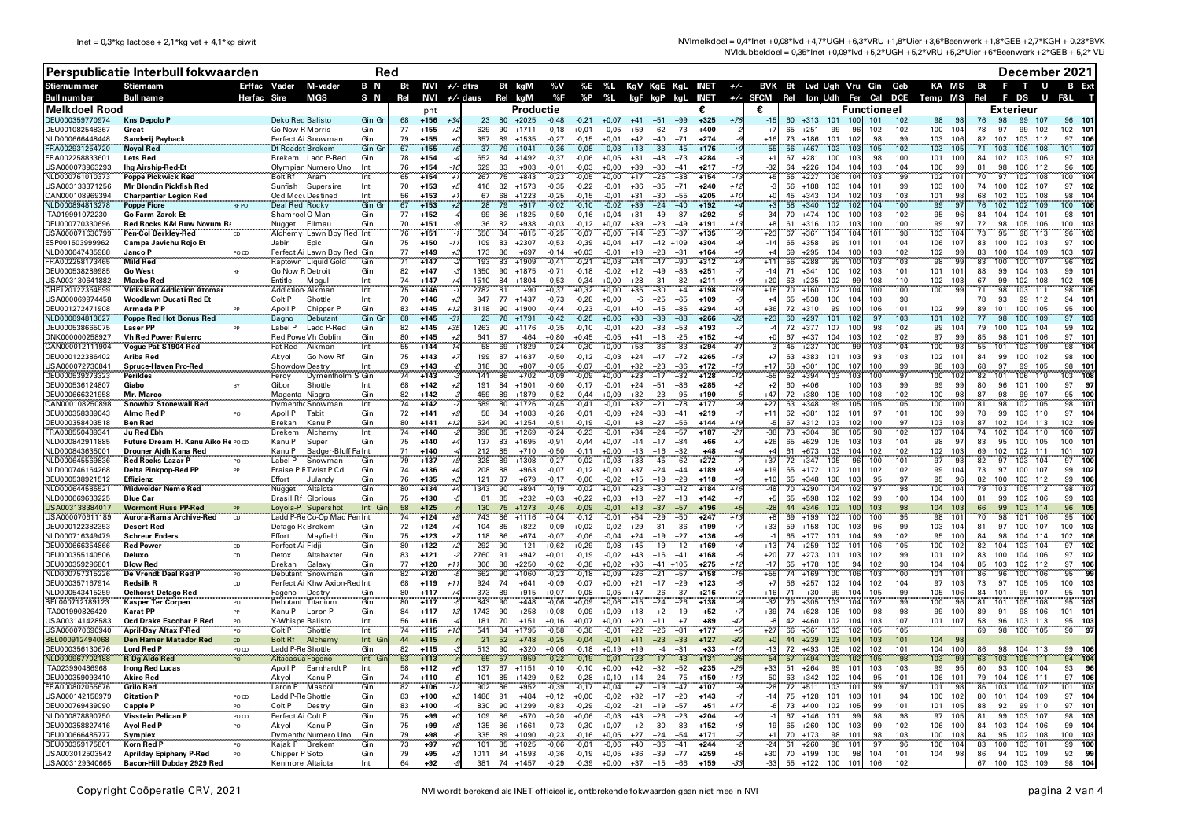Inet = 0,3*kg lactose + 2,1*kg vet + 4,1*kg eiwit

NVImelkdoel = 0,4*Inet +0,08*lvd +4,7*UGH +6,3*VRU +1,8*Uier +3,6*Beenwerk +1,8*GEB +2,7*KGH + 0,23*BVK

NVIdubbeldoel = 0,35*Inet +0,09*lvd +5,2*UGH +5,2*VRU +5,2*Uier +6*Beenwerk +2*GEB + 5,2* VLi

# Perspublicatie Interbull fokwaarden — Red — December 2021

| Stiernummer | Stiernaam | Erffac | Vader | M-vader | B N | Bt | NVI | +/- | dtrs | Bt | kgM | %V | %E | %L | KgV | KgE | KgL | INET | +/- | BVK | Bt | Lvd | Udh | Vru | Gin | Geb | KA | MS | Bt | F | T | U | B | Ext |
|---|---|---|---|---|---|---|---|---|---|---|---|---|---|---|---|---|---|---|---|---|---|---|---|---|---|---|---|---|---|---|---|---|---|---|
| Bull number | Bull name | Herfac | Sire | MGS | S N | Rel | NVI | +/- | daus | Rel | kgM | %F | %P | %L | kgF | kgP | kgL | INET | +/- | SFCM | Rel | lon | Udh | Fer | Cal | DCE | Temp | MS | Rel | F | DS | U | F&L | T |
| **Melkdoel Rood** | | | | | | | pnt | | | **Productie** | | | | | | | | € | | € | **Functioneel** | | | | | | | | **Exterieur** | | | | | |
| DEU000359770974 | Kns Depolo P | | Deko Red | Balisto | Gin Gn | 68 | +156 | +34 | 23 | 80 | +2025 | -0,48 | -0,21 | +0,07 | +41 | +51 | +99 | +325 | +78 | -15 | 60 | +313 | 101 | 100 | 101 | 102 | 98 | 98 | 76 | 98 | 99 | 107 | 96 | 101 |
| DEU001082548367 | Great | | Go Now R | Morris | Gin | 77 | +155 | +2 | 629 | 90 | +1711 | -0,18 | +0,01 | -0,05 | +59 | +62 | +73 | +400 | -2 | +7 | 65 | +251 | 99 | 96 | 102 | 102 | 100 | 104 | 78 | 97 | 99 | 102 | 102 | 101 |
| NLD000666448448 | Sanderij Payback | | Perfect Ai | Snowman | Gin | 79 | +155 | +5 | 357 | 89 | +1535 | -0,27 | -0,15 | +0,01 | +42 | +40 | +71 | +274 | -3 | +16 | 73 | +186 | 101 | 102 | 98 | 99 | 103 | 106 | 82 | 102 | 103 | 112 | 97 | 106 |
| FRA002931254720 | Noyal Red | | Dt Roadst | Brekem | Gin Gn | 67 | +155 | +6 | 37 | 79 | +1041 | -0,36 | -0,05 | -0,03 | +13 | +33 | +45 | +176 | +0 | -55 | 56 | +467 | 103 | 103 | 105 | 102 | 103 | 105 | 71 | 103 | 106 | 108 | 101 | 107 |
| FRA002258833601 | Lets Red | | Brekem | Ladd P-Red | Gin | 78 | +154 | +4 | 652 | 84 | +1492 | -0,37 | -0,06 | +0,05 | +31 | +48 | +73 | +284 | -3 | +1 | 67 | +281 | 100 | 103 | 98 | 100 | 101 | 100 | 74 | 102 | 103 | 106 | 97 | 103 |
| USA000073963293 | Ihg Airship-Red-Et | | Olympian | Numero Uno | Int | 76 | +154 | -16 | 629 | 83 | +903 | -0,01 | -0,03 | +0,00 | +39 | +30 | +41 | +217 | -13 | -32 | 64 | +226 | 104 | 104 | 103 | 104 | 106 | 99 | 81 | 98 | 106 | 112 | 96 | 105 |
| NLD000761010373 | Poppe Pickwick Red | | Bolt Rf | Aram | Int | 65 | +154 | +1 | 267 | 75 | +843 | -0,23 | -0,05 | +0,00 | +17 | +26 | +38 | +154 | -13 | +5 | 55 | -227 | 106 | 104 | 103 | 99 | 102 | 101 | 70 | 97 | 102 | 108 | 100 | 104 |
| USA003133371256 | Mr Blondin Pickfish Red | | Sunfish | Supersire | Int | 70 | +153 | +5 | 416 | 82 | +1573 | -0,35 | -0,22 | -0,01 | +36 | +35 | +71 | +240 | +12 | -3 | 56 | +188 | 103 | 104 | 101 | 99 | 103 | 100 | 74 | 100 | 102 | 107 | 97 | 102 |
| CAN000108969394 | Charpentier Legion Red | | Ocd Mccu | Destined | Int | 56 | +153 | +1 | 67 | 68 | +1223 | -0,25 | -0,15 | -0,01 | +31 | +30 | +55 | +205 | +10 | +0 | 45 | +343 | 104 | 102 | 103 | 103 | 101 | 98 | 68 | 102 | 102 | 108 | 98 | 104 |
| NLD000894813278 | Poppe Fiore | RF PO | Deal Red | Rocky | Gin Gn | 67 | +153 | +2 | 28 | 79 | +917 | -0,02 | -0,10 | -0,02 | +39 | +24 | +40 | +192 | +4 | +3 | 58 | +340 | 102 | 102 | 104 | 100 | 99 | 97 | 76 | 102 | 102 | 109 | 100 | 106 |
| ITA019991072230 | Go-Farm Zarok Et | | Shamrocl | O Man | Gin | 77 | +152 | | 99 | 86 | +1825 | -0,50 | -0,16 | +0,04 | +31 | +49 | +87 | +292 | -6 | -34 | 70 | +474 | 100 | 100 | 103 | 102 | 95 | 96 | 84 | 104 | 104 | 101 | 98 | 101 |
| DEU000770330696 | Red Rocks K&I Ruw Novum Re | | Nugget | Ellmau | Gin | 70 | +151 | | 36 | 82 | +938 | -0,03 | -0,12 | +0,07 | +39 | +23 | +49 | +191 | +13 | +8 | 61 | +316 | 102 | 103 | 100 | 100 | 99 | 97 | 72 | 98 | 105 | 106 | 100 | 103 |
| USA000071630799 | Pen-Col Berkley-Red | CD | Alchemy | Lawn Boy Red | Int | 76 | +151 | -7 | 556 | 84 | +815 | -0,25 | -0,07 | +0,00 | +14 | +23 | +37 | +135 | -8 | +23 | 67 | +361 | 104 | 104 | 101 | 98 | 103 | 104 | 73 | 95 | 98 | 113 | 96 | 103 |
| ESP001503999962 | Campa Javichu Rojo Et | | Jabir | Epic | Gin | 75 | +150 | -11 | 109 | 83 | +2307 | -0,53 | -0,39 | +0,04 | +47 | +42 | +109 | +304 | -9 | -14 | 65 | +358 | 99 | 101 | 101 | 104 | 106 | 107 | 83 | 100 | 102 | 103 | 97 | 100 |
| NLD000647435988 | Janco P | PO CD | Perfect Ai | Lawn Boy Red | Gin | 77 | +149 | +3 | 173 | 86 | +697 | -0,14 | +0,03 | -0,01 | +19 | +28 | +31 | +164 | +8 | +4 | 69 | +295 | 104 | 100 | 103 | 102 | 102 | 99 | 83 | 100 | 104 | 109 | 103 | 107 |
| FRA002258173465 | Mild Red | | Raptown | Liquid Gold | Gin | 71 | +147 | -2 | 193 | 83 | +1909 | -0,41 | -0,21 | +0,03 | +44 | +47 | +90 | +312 | +4 | +11 | 56 | +288 | 99 | 100 | 103 | 103 | 98 | 99 | 83 | 100 | 100 | 107 | 96 | 102 |
| DEU000538289985 | Go West | RF | Go Now R | Detroit | Gin | 82 | +147 | -3 | 1350 | 90 | +1875 | -0,71 | -0,18 | -0,02 | +12 | +49 | +83 | +251 | -5 | -14 | 71 | +341 | 100 | 102 | 101 | 101 | 101 | 101 | 88 | 99 | 104 | 103 | 99 | 101 |
| USA003130641882 | Maxbo Red | | Entitle | Mogul | Int | 74 | +147 | +4 | 1510 | 84 | +1804 | -0,53 | -0,34 | +0,00 | +28 | +31 | +82 | +211 | +9 | +20 | 63 | +235 | 102 | 99 | 108 | 110 | 102 | 103 | 67 | 99 | 102 | 108 | 102 | 105 |
| CHE120122364599 | Vinksland Addiction Atomar | | Addiction | Alkman | Int | 75 | +146 | | 2782 | 81 | +90 | +0,37 | +0,32 | +0,00 | +35 | +30 | +4 | +198 | -19 | +16 | 70 | +160 | 102 | 104 | 100 | 100 | 100 | 99 | 71 | 98 | 103 | 111 | 98 | 105 |
| USA000069974458 | Woodlawn Ducati Red Et | | Colt P | Shottle | Int | 70 | +146 | +3 | 947 | 77 | +1437 | -0,73 | -0,28 | +0,00 | -6 | +25 | +65 | +109 | -3 | +4 | 65 | +538 | 106 | 104 | 103 | 98 | | | 78 | 93 | 99 | 112 | 94 | 101 |
| DEU001272471908 | Armada P P | PP | Apoll P | Chipper P | Gin | 83 | +145 | +12 | 3118 | 90 | +1900 | -0,44 | -0,23 | -0,01 | +40 | +45 | +86 | +296 | +0 | +36 | 72 | +310 | 99 | 100 | 106 | 101 | 102 | 99 | 89 | 101 | 100 | 105 | 95 | 100 |
| NLD000894813627 | Poppe Red Hot Bonus Red | | Bagno | Debutant | Gin Gn | 68 | +145 | +4 | 23 | 78 | +1791 | -0,42 | -0,25 | +0,06 | +38 | +39 | +88 | +266 | -32 | +23 | 60 | +297 | 101 | 102 | 97 | 103 | 101 | 102 | 77 | 98 | 100 | 109 | 97 | 103 |
| DEU000538665075 | Laser PP | PP | Label P | Ladd P-Red | Gin | 82 | +145 | +35 | 1263 | 90 | +1176 | -0,35 | -0,10 | -0,01 | +20 | +33 | +53 | +193 | -7 | -4 | 72 | +377 | 107 | 100 | 98 | 102 | 99 | 104 | 79 | 100 | 102 | 104 | 99 | 102 |
| DNK000000258927 | Vh Red Power Rulerrc | | Red Powe | Vh Goblin | Gin | 80 | +145 | +2 | 641 | 87 | -464 | +0,80 | +0,45 | -0,05 | +41 | +18 | -25 | +152 | +4 | +0 | 67 | +437 | 104 | 103 | 102 | 102 | 97 | 99 | 85 | 98 | 101 | 106 | 97 | 101 |
| CAN000012111904 | Vogue Pat S1904-Red | | Pat-Red | Aikman | Int | 55 | +144 | -14 | 58 | 69 | +1829 | -0,24 | -0,30 | +0,00 | +58 | +36 | +83 | +294 | -41 | -3 | 45 | +237 | 100 | 99 | 103 | 104 | 100 | 93 | 55 | 101 | 103 | 109 | 98 | 104 |
| DEU000122386402 | Ariba Red | | Akyol | Go Now Rf | Gin | 75 | +143 | +7 | 199 | 87 | +1637 | -0,50 | -0,12 | -0,03 | +24 | +47 | +72 | +265 | -13 | +7 | 63 | +383 | 101 | 103 | 93 | 103 | 102 | 101 | 84 | 99 | 100 | 102 | 98 | 100 |
| USA000072730841 | Spruce-Haven Pro-Red | | Showdow | Destry | Int | 69 | +143 | | 318 | 80 | +807 | -0,05 | -0,07 | -0,01 | +32 | +23 | +36 | +172 | -13 | +17 | 58 | +301 | 100 | 107 | 100 | 99 | 98 | 103 | 68 | 97 | 99 | 105 | 98 | 101 |
| DEU000539273323 | Perikles | | Percy | Dymentholm S | Gin | 74 | +143 | | 141 | 86 | +702 | -0,09 | -0,09 | +0,00 | +23 | +17 | +32 | +128 | -12 | -55 | 62 | +394 | 103 | 103 | 100 | 97 | 100 | 102 | 82 | 101 | 106 | 110 | 103 | 108 |
| DEU000536124807 | Giabo | BY | Gibor | Shottle | Int | 68 | +142 | +2 | 191 | 84 | +1901 | -0,60 | -0,17 | -0,01 | +24 | +51 | +86 | +285 | +2 | -2 | 60 | +406 | | 100 | 103 | 99 | 99 | 99 | 80 | 96 | 101 | 100 | 97 | 97 |
| NLD000666321958 | Mr. Marco | | Magenta | Niagra | Gin | 82 | +142 | -3 | 459 | 89 | +1879 | -0,52 | -0,44 | +0,09 | +32 | +23 | +95 | +190 | -5 | +47 | 72 | +380 | 105 | 100 | 108 | 102 | 100 | 98 | 87 | 98 | 99 | 107 | 95 | 100 |
| CAN000108258098 | Snowbiz Stonewall Red | | Dymenthc | Snowman | Int | 74 | +142 | | 589 | 80 | +1726 | -0,45 | -0,41 | +0,05 | +32 | +21 | +78 | +177 | -9 | +27 | 63 | +348 | 99 | 105 | 105 | 105 | 100 | 100 | 81 | 98 | 102 | 105 | 98 | 101 |
| DEU000358389043 | Almo Red P | PO | Apoll P | Tabit | Gin | 72 | +141 | +9 | 58 | 84 | +1083 | -0,26 | -0,01 | -0,09 | +24 | +38 | +41 | +219 | -1 | +11 | 62 | +381 | 102 | 101 | 97 | 101 | 100 | 99 | 78 | 99 | 103 | 110 | 97 | 104 |
| DEU000358403518 | Ben Red | | Brekan | Kanu P | Gin | 80 | +141 | +12 | 524 | 90 | +1254 | -0,51 | -0,19 | -0,01 | +8 | +27 | +56 | +144 | +19 | -5 | 67 | +312 | 103 | 102 | 100 | 97 | 103 | 103 | 87 | 102 | 104 | 113 | 102 | 109 |
| FRA008550489341 | Ju Red Ebh | | Brekem | Alchemy | Int | 74 | +140 | | 998 | 85 | +1269 | -0,24 | -0,23 | -0,01 | +34 | +24 | +57 | +187 | -27 | -38 | 73 | +304 | 98 | 105 | 98 | 102 | 107 | 104 | 74 | 102 | 104 | 110 | 100 | 107 |
| NLD000842911885 | Future Dream H. Kanu Aiko Re | PO CD | Kanu P | Super | Gin | 75 | +140 | +4 | 137 | 83 | +1695 | -0,91 | -0,44 | +0,07 | -14 | +17 | +84 | +66 | +2 | +26 | 65 | +629 | 105 | 103 | 104 | | 98 | 97 | 83 | 95 | 100 | 105 | 100 | 101 |
| NLD000843635001 | Drouner Ajdh Kana Red | | Kanu P | Badger-Bluff Fa | Int | 71 | +140 | +4 | 212 | 85 | +710 | -0,50 | -0,11 | +0,00 | -13 | +16 | +32 | +48 | +4 | -4 | 61 | +673 | 103 | 104 | 102 | 102 | 102 | 103 | 69 | 102 | 102 | 111 | 101 | 107 |
| NLD000645569836 | Red Rocks Lazar P | PO | Label P | Snowman | Gin | 79 | +137 | +9 | 328 | 89 | +1308 | -0,27 | -0,02 | +0,03 | +33 | +45 | +62 | +272 | -7 | +37 | 72 | +347 | 105 | 96 | 100 | 101 | 97 | 93 | 82 | 97 | 103 | 104 | 97 | 100 |
| NLD000746164268 | Delta Pinkpop-Red PP | PP | Praise P F | Twist P Cd | Gin | 74 | +136 | +4 | 208 | 88 | +963 | -0,07 | -0,12 | +0,00 | +37 | +24 | +44 | +189 | +9 | +19 | 65 | +172 | 102 | 101 | 102 | 102 | 99 | 104 | 73 | 97 | 100 | 107 | 99 | 102 |
| DEU000538921512 | Effizienz | | Effort | Julandy | Gin | 76 | +135 | +3 | 121 | 87 | +679 | -0,17 | -0,06 | -0,02 | +15 | +19 | +29 | +118 | +0 | +10 | 65 | +348 | 108 | 103 | 95 | 97 | 95 | 96 | 82 | 100 | 103 | 112 | 99 | 106 |
| NLD000644585521 | Midwolder Nemo Red | | Nugget | Altaiota | Gin | 80 | +134 | +4 | 1343 | 90 | +894 | -0,19 | -0,02 | +0,01 | +23 | +30 | +42 | +184 | +15 | -48 | 70 | +290 | 104 | 102 | 97 | 98 | 100 | 104 | 79 | 103 | 105 | 112 | 98 | 107 |
| NLD000669633225 | Blue Car | | Brasil Rf | Glorious | Gin | 75 | +130 | +5 | 81 | 85 | +232 | +0,03 | +0,22 | +0,03 | +13 | +27 | +13 | +142 | +1 | +5 | 65 | +598 | 102 | 102 | 99 | 100 | 104 | 100 | 81 | 99 | 102 | 106 | 99 | 103 |
| USA003138384017 | Wormont Russ PP-Red | PP | Loyola-P | Supershot | Int Gin | 58 | +125 | | 130 | 75 | +1273 | -0,46 | -0,09 | -0,01 | +13 | +37 | +57 | +196 | +5 | -28 | 44 | +346 | 102 | 100 | 103 | 98 | 104 | 103 | 66 | 99 | 103 | 114 | 96 | 105 |
| USA000070611189 | Aurora-Ranma Archive-Red | CD | Ladd P-Re | Co-Op Mac Pen | Int | 74 | +124 | +9 | 743 | 86 | +1116 | +0,04 | -0,12 | -0,01 | +54 | +29 | +50 | +247 | +13 | +8 | 69 | +199 | 102 | 100 | 100 | 95 | 98 | 101 | 70 | 98 | 101 | 106 | 95 | 100 |
| DEU001222382353 | Desert Red | | Defago R | Brekem | Gin | 72 | +124 | +4 | 104 | 85 | +822 | -0,09 | +0,02 | -0,02 | +29 | +31 | +36 | +199 | +7 | +33 | 59 | +158 | 100 | 103 | 96 | 99 | 103 | 104 | 81 | 97 | 100 | 107 | 100 | 103 |
| NLD000716349479 | Schreur Enders | | Effort | Mayfield | Gin | 75 | +123 | +7 | 118 | 86 | +674 | -0,07 | -0,06 | -0,04 | +24 | +19 | +27 | +136 | +6 | -1 | 65 | +177 | 101 | 104 | 99 | 102 | 95 | 100 | 84 | 98 | 104 | 114 | 102 | 108 |
| DEU000666354866 | Red Power | CD | Perfect Ai | Fidji | Gin | 80 | +122 | +2 | 292 | 90 | -121 | +0,62 | +0,29 | -0,08 | +45 | +19 | -12 | +169 | +4 | +13 | 74 | +259 | 102 | 101 | 106 | 105 | 100 | 102 | 82 | 104 | 103 | 104 | 97 | 102 |
| DEU000355140506 | Deluxo | CD | Detox | Altabaxter | Gin | 83 | +121 | | 2760 | 91 | +942 | +0,01 | -0,19 | -0,02 | +43 | +16 | +41 | +168 | -5 | +20 | 77 | +273 | 101 | 103 | 102 | 99 | 101 | 102 | 83 | 100 | 104 | 106 | 97 | 102 |
| DEU000359296801 | Blow Red | | Brekan | Galaxy | Gin | 77 | +120 | +11 | 306 | 88 | +2250 | -0,62 | -0,38 | +0,02 | +36 | +41 | +105 | +275 | +12 | -17 | 65 | +178 | 105 | 94 | 102 | 98 | 104 | 104 | 85 | 103 | 102 | 112 | 97 | 106 |
| NLD000757315226 | De Vrendt Deal Red P | PO | Debutant | Snowman | Gin | 82 | +120 | +2 | 662 | 90 | +1060 | -0,23 | -0,18 | +0,09 | +26 | +21 | +57 | +158 | -15 | +55 | 74 | +169 | 100 | 106 | 103 | 100 | 101 | 101 | 86 | 96 | 100 | 106 | 95 | 99 |
| DEU000357167914 | Redsilk R | CD | Perfect Ai | Khw Axion-Red | Int | 68 | +119 | +11 | 924 | 74 | +641 | -0,09 | -0,07 | +0,00 | +21 | +17 | +29 | +123 | -8 | +7 | 56 | +257 | 102 | 104 | 102 | 104 | 97 | 103 | 73 | 97 | 105 | 105 | 100 | 103 |
| NLD000643415259 | Oelhorst Defago Red | | Fageno | Destry | Gin | 80 | +117 | +4 | 373 | 89 | +915 | +0,07 | -0,08 | -0,05 | +47 | +26 | +37 | +216 | -4 | +16 | 71 | +30 | 99 | 104 | 105 | 99 | 105 | 106 | 84 | 101 | 99 | 107 | 95 | 101 |
| BEL000712189123 | Kasper Ter Corpen | PO | Debutant | Titanium | Gin | 80 | +117 | -3 | 843 | 90 | +448 | -0,06 | +0,09 | +0,06 | +15 | +24 | +26 | +138 | -8 | -32 | 70 | +305 | 103 | 104 | 102 | 99 | 100 | 96 | 81 | 101 | 105 | 108 | 95 | 103 |
| ITA001990826420 | Karat PP | PP | Kanu P | Laron P | Gin | 84 | +117 | -13 | 1743 | 90 | +258 | +0,08 | -0,09 | +0,09 | +18 | +2 | +19 | +52 | +7 | +39 | 74 | +628 | 105 | 100 | 98 | 98 | 99 | 100 | 89 | 91 | 98 | 106 | 101 | 101 |
| USA003141428583 | Ocd Drake Escobar P Red | PO | Y-Whispe | Balisto | Int | 56 | +116 | +4 | 181 | 70 | +151 | +0,16 | +0,07 | +0,00 | +20 | +11 | +7 | +89 | -42 | -8 | 42 | +460 | 102 | 104 | 103 | 107 | 101 | 107 | 58 | 96 | 103 | 113 | 95 | 103 |
| USA000070690940 | April-Day Altax P-Red | PO | Colt P | Shottle | Int | 74 | +115 | +10 | 541 | 84 | +1795 | -0,58 | -0,38 | -0,01 | +22 | +26 | +81 | +177 | +5 | +27 | 66 | +361 | 103 | 102 | 105 | 105 | | | 69 | 98 | 100 | 105 | 90 | 97 |
| BEL000912494068 | Den Hamer Matador Red | CD | Bolt Rf | Alchemy | Int Gin | 44 | +115 | +3 | 21 | 52 | +748 | -0,25 | -0,04 | -0,01 | +11 | +23 | +33 | +127 | -82 | +0 | 44 | +239 | 103 | 104 | 103 | 101 | 104 | 98 | | | | | | |
| DEU000356130676 | Lord Red P | PO CD | Ladd P-Re | Shottle | Gin | 82 | +115 | +4 | 513 | 90 | +320 | +0,06 | -0,18 | +0,19 | +19 | -4 | +31 | +33 | +10 | -13 | 72 | +493 | 105 | 102 | 102 | 101 | 104 | 100 | 86 | 98 | 104 | 113 | 99 | 106 |
| NLD000967702188 | R Dg Aldo Red | PO | Altacasua | Fageno | Int Gin | 53 | +113 | +7 | 66 | 57 | +959 | -0,22 | -0,19 | -0,01 | +23 | +17 | +43 | +131 | -36 | -54 | 57 | +492 | 103 | 105 | 102 | 98 | 103 | 99 | 63 | 103 | 105 | 111 | 94 | 104 |
| ITA023990486968 | Irong Red Lucas | | Apoll P | Earnhardt P | Int | 58 | +112 | +6 | 137 | 67 | +1151 | -0,10 | -0,10 | +0,00 | +42 | +32 | +52 | +235 | +25 | +33 | 51 | +264 | 99 | 101 | 103 | 103 | 99 | 95 | 60 | 93 | 100 | 104 | 93 | 96 |
| DEU000359093410 | Akiro Red | | Akyol | Kanu P | Gin | 74 | +110 | +6 | 101 | 85 | +1429 | -0,52 | -0,28 | +0,10 | +14 | +24 | +75 | +150 | +13 | -50 | 63 | +342 | 102 | 104 | 95 | 101 | 106 | 101 | 79 | 104 | 106 | 111 | 97 | 106 |
| FRA008002065676 | Grilo Red | | Laron P | Mascol | Gin | 82 | +106 | -12 | 902 | 86 | +952 | -0,39 | -0,17 | +0,04 | +7 | +19 | +47 | +107 | -9 | -28 | 72 | +511 | 103 | 101 | 99 | 97 | 101 | 98 | 86 | 103 | 104 | 102 | 101 | 103 |
| USA000142158979 | Citation P | PO CD | Ladd P-Re | Shottle | Gin | 83 | +100 | +3 | 1486 | 91 | +484 | +0,12 | +0,00 | -0,02 | +32 | +17 | +20 | +143 | -7 | -14 | 75 | +128 | 101 | 103 | 101 | 94 | 100 | 102 | 80 | 101 | 104 | 109 | 97 | 104 |
| DEU000769439090 | Capple P | PO | Colt P | Destry | Gin | 83 | +100 | +4 | 830 | 90 | +1299 | -0,83 | -0,29 | -0,02 | -21 | +19 | +57 | +51 | +17 | -6 | 73 | +400 | 102 | 105 | 99 | 101 | 101 | 105 | 88 | 92 | 99 | 110 | 97 | 101 |
| NLD000878890750 | Visstein Pelican P | PO CD | Perfect Ai | Colt P | Gin | 75 | +99 | +0 | 109 | 86 | +570 | +0,20 | +0,06 | -0,03 | +43 | +26 | +23 | +204 | +0 | +1 | 67 | +146 | 101 | 99 | 98 | 98 | 97 | 105 | 81 | 99 | 103 | 107 | 98 | 103 |
| DEU000358827416 | Ayol-Red P | PO | Akyol | Kanu P | Gin | 75 | +99 | +8 | 135 | 86 | +1661 | -0,73 | -0,30 | +0,07 | +2 | +30 | +83 | +152 | +8 | -19 | 65 | +260 | 100 | 103 | 99 | 102 | 106 | 100 | 84 | 103 | 104 | 106 | 99 | 104 |
| DEU000666485777 | Symplex | | Dymenthc | Numero Uno | Gin | 79 | +98 | -7 | 335 | 89 | +1090 | -0,23 | -0,16 | +0,05 | +27 | +23 | +54 | +171 | -7 | +1 | 70 | +173 | 98 | 101 | 98 | 103 | 100 | 103 | 84 | 95 | 102 | 108 | 97 | 102 |
| DEU000359175801 | Korn Red P | PO | Kajak P | Brekem | Gin | 73 | +97 | +0 | 101 | 85 | +1025 | -0,06 | -0,01 | -0,06 | +40 | +36 | +41 | +244 | -2 | -24 | 61 | +260 | 98 | 101 | 97 | 96 | 106 | 104 | 83 | 100 | 103 | 101 | 99 | 100 |
| USA003012503542 | Aprilday Epiphany P-Red | PO | Chipper P | Soto | Int | 79 | +95 | +3 | 1011 | 84 | +1593 | -0,36 | -0,19 | +0,05 | +36 | +39 | +77 | +259 | +5 | +30 | 70 | +199 | 100 | 98 | 104 | 101 | 104 | 98 | 86 | 94 | 102 | 109 | 92 | 99 |
| USA003129340665 | Bacon-Hill Dubday 2929 Red | | Kenmore | Altaiota | Int | 64 | +92 | +3 | 381 | 74 | +1457 | -0,29 | -0,39 | +0,00 | +37 | +15 | +66 | +159 | -33 | -33 | 55 | +122 | 100 | 101 | 106 | 102 | | | 67 | 100 | 103 | 109 | 98 | 104 |

NVI wordt berekend als INET officieel is, ontbrekende fokwaarden gaan niet mee in NVI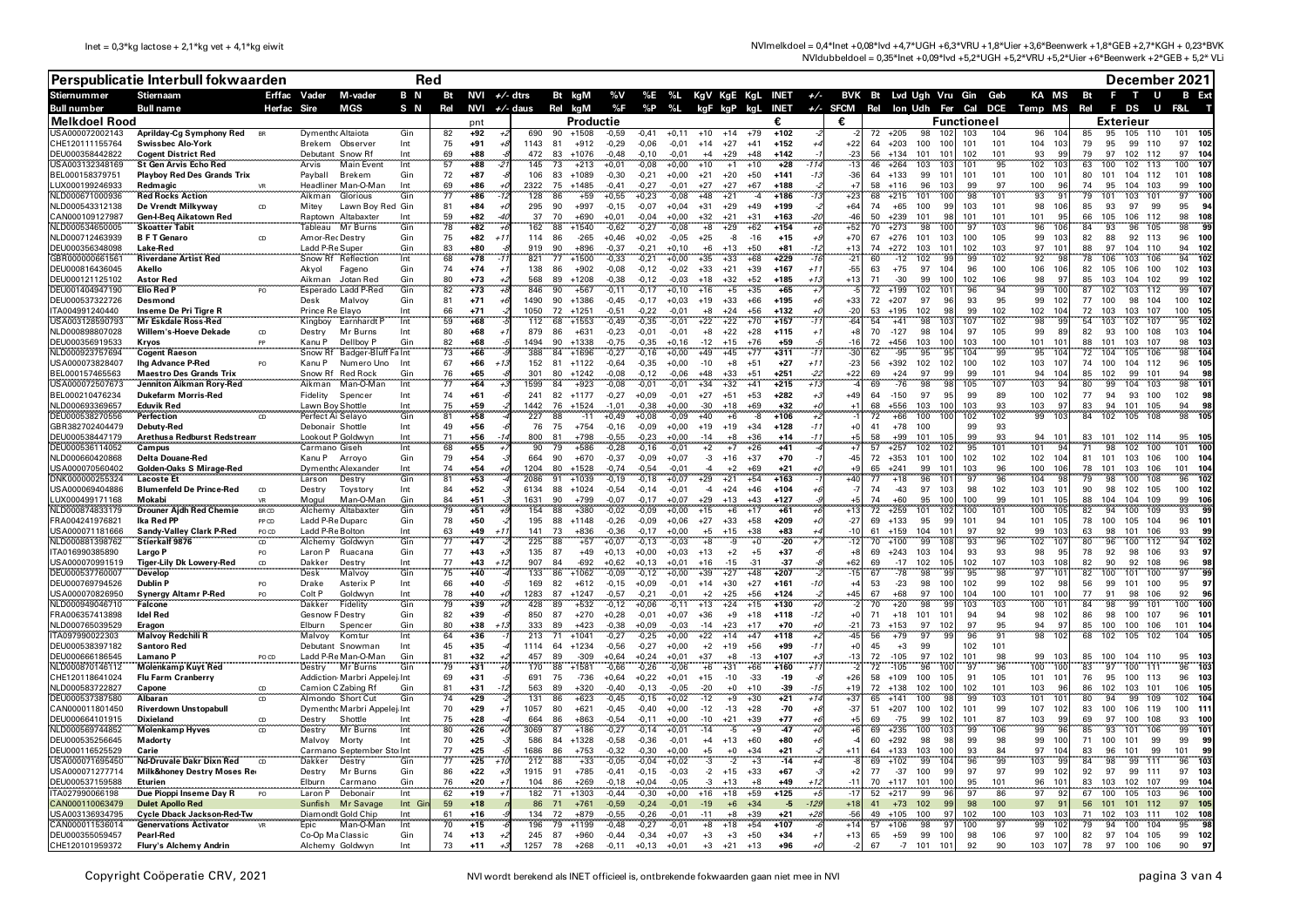Inet = 0,3*kg lactose + 2,1*kg vet + 4,1*kg eiwit

NVImelkdoel = 0,4*Inet +0,08*lvd +4,7*UGH +6,3*VRU +1,8*Uier +3,6*Beenwerk +1,8*GEB +2,7*KGH + 0,23*BVK

NVIdubbeldoel = 0,35*Inet +0,09*lvd +5,2*UGH +5,2*VRU +5,2*Uier +6*Beenwerk +2*GEB + 5,2* VLi

# Perspublicatie Interbull fokwaarden — Red — December 2021

| Stiernummer / Bull number | Stiernaam / Bull name | Erffac / Herfac | Vader / Sire | M-vader / MGS | B N / S N | Bt / Rel | NVI / NVI | +/- / +/- | dtrs / daus | Bt / Rel | kgM / kgM | %V / %F | %E / %P | %L / %L | KgV / kgF | KgE / kgP | KgL / kgL | INET / INET | +/- / +/- | BVK / SFCM | Bt / Rel | Lvd / lon | Ugh / Udh | Vru / Fer | Gin / Cal | Geb / DCE | KA / Temp | MS / MS | Bt / Rel | F / F | T / DS | U / U | B / F&L | Ext / T |
|---|---|---|---|---|---|---|---|---|---|---|---|---|---|---|---|---|---|---|---|---|---|---|---|---|---|---|---|---|---|---|---|---|---|---|
| **Melkdoel Rood** | | | | | | | pnt | | | **Productie** | | | | | | | | € | | € | **Functioneel** | | | | | | | | **Exterieur** | | | | | |
| USA000072002143 | Aprilday-Cg Symphony Red | BR | Dymenth | Altaiota | Gin | 82 | +92 | +2 | 690 | 90 | +1508 | -0,59 | -0,41 | +0,11 | +10 | +14 | +79 | +102 | -2 | -2 | 72 | +205 | 98 | 102 | 103 | 104 | 96 | 104 | 85 | 95 | 105 | 110 | 101 | 105 |
| CHE120111155764 | Swissbec Alo-York | | Brekem | Observer | Int | 75 | +91 | +8 | 1143 | 81 | +912 | -0,29 | -0,06 | -0,01 | +14 | +27 | +41 | +152 | +4 | +22 | 64 | +203 | 100 | 100 | 101 | 101 | 104 | 103 | 79 | 95 | 99 | 110 | 97 | 102 |
| DEU000358442822 | Cogent District Red | | Debutant | Snow Rf | Int | 69 | +88 | +5 | 472 | 83 | +1076 | -0,48 | -0,10 | -0,01 | +4 | +29 | +48 | +142 | -1 | -23 | 56 | +134 | 101 | 101 | 102 | 101 | 93 | 99 | 79 | 97 | 102 | 112 | 97 | 104 |
| USA003132348169 | St Gen Arvis Echo Red | | Arvis | Main Event | Int | 57 | +88 | -21 | 145 | 73 | +213 | +0,01 | -0,08 | +0,00 | +10 | +1 | +10 | +28 | -114 | -13 | 46 | +264 | 103 | 103 | 101 | 95 | 102 | 103 | 63 | 100 | 102 | 113 | 100 | 107 |
| BEL000158379751 | Playboy Red Des Grands Trix | | Payball | Brekem | Gin | 72 | +87 | -8 | 106 | 83 | +1089 | -0,30 | -0,21 | +0,00 | +21 | +20 | +50 | +141 | -13 | -36 | 64 | +133 | 99 | 101 | 101 | 101 | 100 | 101 | 80 | 101 | 104 | 112 | 101 | 108 |
| LUX000199246933 | Redmagic | VR | Headliner | Man-O-Man | Int | 69 | +86 | +0 | 2322 | 75 | +1485 | -0,41 | -0,27 | -0,01 | +27 | +27 | +67 | +188 | -2 | +7 | 58 | +116 | 96 | 103 | 99 | 97 | 100 | 96 | 74 | 95 | 104 | 103 | 99 | 100 |
| NLD000671000936 | Red Rocks Action | | Aikman | Glorious | Gin | 77 | +86 | -12 | 128 | 86 | +59 | +0,55 | +0,23 | -0,08 | +48 | +21 | -4 | +186 | -13 | +23 | 68 | +215 | 101 | 100 | 98 | 101 | 93 | 91 | 79 | 101 | 103 | 101 | 97 | 100 |
| NLD000543312138 | De Vrendt Milkyway | CD | Mitey | Lawn Boy Red | Gin | 81 | +84 | +0 | 295 | 90 | +997 | -0,15 | -0,07 | +0,04 | +31 | +29 | +49 | +199 | -4 | +64 | 74 | +65 | 100 | 99 | 103 | 101 | 98 | 106 | 85 | 93 | 97 | 99 | 95 | 94 |
| CAN000109127987 | Gen-I-Beq Aikatown Red | | Raptown | Altabaxter | Int | 59 | +82 | -40 | 37 | 70 | +690 | +0,01 | -0,04 | +0,00 | +32 | +21 | +31 | +163 | -20 | -46 | 50 | +239 | 101 | 98 | 101 | 101 | 101 | 95 | 66 | 105 | 106 | 112 | 98 | 108 |
| NLD000534650005 | Skoatter Tabit | | Tableau | Mr Burns | Gin | 78 | +82 | +6 | 162 | 88 | +1540 | -0,62 | -0,27 | -0,08 | +8 | +29 | +62 | +154 | +6 | +52 | 70 | +273 | 98 | 100 | 97 | 103 | 96 | 106 | 84 | 93 | 96 | 105 | 98 | 99 |
| NLD000712463939 | B F T Genaro | CD | Amor-Red | Destry | Gin | 75 | +82 | +11 | 114 | 86 | -265 | +0,46 | +0,02 | -0,05 | +25 | -8 | -16 | +15 | +9 | +70 | 67 | +276 | 101 | 103 | 100 | 105 | 99 | 103 | 82 | 88 | 92 | 113 | 96 | 100 |
| DEU000356348098 | Lake-Red | | Ladd P-Red | Super | Gin | 83 | +80 | +4 | 919 | 90 | +896 | -0,37 | -0,21 | +0,10 | +6 | +13 | +50 | +81 | -12 | +13 | 74 | +272 | 103 | 101 | 102 | 103 | 97 | 101 | 88 | 97 | 104 | 110 | 94 | 102 |
| GBR000000661561 | Riverdane Artist Red | | Snow Rf | Reflection | Int | 68 | +78 | -11 | 821 | 77 | +1500 | -0,33 | -0,21 | +0,00 | +35 | +33 | +68 | +229 | -16 | -21 | 60 | -12 | 102 | 99 | 99 | 102 | 92 | 98 | 78 | 106 | 103 | 106 | 94 | 102 |
| DEU000816436045 | Akello | | Akyol | Fageno | Gin | 74 | +74 | +1 | 138 | 86 | +902 | -0,08 | -0,12 | -0,02 | +33 | +21 | +39 | +167 | +11 | -55 | 63 | +75 | 97 | 104 | 96 | 100 | 106 | 106 | 82 | 105 | 106 | 100 | 102 | 103 |
| DEU000121125102 | Astor Red | | Aikman | Jotan Red | Gin | 80 | +73 | +2 | 568 | 89 | +1208 | -0,38 | -0,12 | -0,03 | +18 | +32 | +52 | +185 | +3 | +13 | 71 | -30 | 99 | 100 | 102 | 106 | 98 | 97 | 85 | 103 | 104 | 102 | 99 | 102 |
| DEU001404947190 | Elio Red P | PO | Esperado | Ladd P-Red | Gin | 82 | +73 | +8 | 846 | 90 | +567 | -0,11 | -0,17 | +0,10 | +16 | +5 | +35 | +65 | +7 | -5 | 72 | +199 | 102 | 101 | 96 | 94 | 99 | 100 | 87 | 102 | 103 | 112 | 99 | 107 |
| DEU000537322726 | Desmond | | Desk | Malvoy | Gin | 81 | +71 | +6 | 1490 | 90 | +1386 | -0,45 | -0,17 | +0,03 | +19 | +33 | +66 | +195 | +6 | +33 | 72 | +207 | 97 | 96 | 93 | 95 | 99 | 102 | 77 | 100 | 98 | 104 | 100 | 102 |
| ITA004991240440 | Inseme De Pri Tigre R | | Prince Re | Elayo | Int | 66 | +71 | -1 | 1050 | 72 | +1251 | -0,51 | -0,22 | -0,01 | +8 | +24 | +56 | +132 | +0 | -20 | 53 | +195 | 102 | 98 | 99 | 102 | 102 | 104 | 72 | 103 | 103 | 107 | 100 | 105 |
| USA003128590793 | Mr Eskdale Ross-Red | | Kingboy | Earnhardt P | Int | 59 | +68 | +0 | 112 | 68 | +1553 | -0,49 | -0,35 | -0,01 | +22 | +22 | +70 | +157 | -11 | -64 | 54 | +41 | 98 | 103 | 107 | 102 | 98 | 99 | 54 | 103 | 102 | 107 | 95 | 102 |
| NLD000889807028 | Willem's-Hoeve Dekade | CD | Destry | Mr Burns | Int | 80 | +68 | +7 | 879 | 86 | +631 | -0,23 | -0,01 | -0,01 | +8 | +22 | +28 | +115 | +1 | +8 | 70 | -127 | 98 | 104 | 97 | 105 | 99 | 89 | 82 | 93 | 100 | 108 | 103 | 104 |
| DEU000356919533 | Kryos | PP | Kanu P | Dellboy P | Gin | 82 | +68 | +0 | 1494 | 90 | +1338 | -0,75 | -0,35 | +0,16 | -12 | +15 | +76 | +59 | -5 | -16 | 72 | +456 | 103 | 100 | 103 | 100 | 101 | 101 | 88 | 101 | 103 | 107 | 98 | 103 |
| NLD000937576694 | Cogent Raeson | | Snow Rf | Badger-Bluff Fa | Int | 73 | +66 | -3 | 388 | 84 | +1696 | -0,27 | -0,16 | +0,00 | +49 | +45 | +77 | +311 | -7 | -30 | 62 | -35 | 95 | 104 | 104 | 99 | 95 | 104 | 72 | 104 | 105 | 106 | 98 | 104 |
| USA000073828407 | Ihg Advance P-Red | PO | Kanu P | Numero Uno | Int | 67 | +66 | +13 | 152 | 81 | +1122 | -0,64 | -0,35 | +0,00 | -10 | +8 | +51 | +27 | +11 | -23 | 56 | +392 | 102 | 102 | 100 | 102 | 103 | 107 | 74 | 100 | 104 | 112 | 96 | 105 |
| BEL000157465565 | Maestro Des Grands Trix | | Snow Rf | Red Rock | Gin | 76 | +65 | +1 | 301 | 80 | +1242 | -0,08 | -0,12 | -0,06 | +48 | +33 | +51 | +251 | -22 | +22 | 69 | +24 | 97 | 99 | 99 | 101 | 94 | 104 | 85 | 102 | 99 | 101 | 94 | 98 |
| USA000072507673 | Jenniton Aikman Rory-Red | | Aikman | Man-O-Man | Int | 77 | +64 | +3 | 1599 | 84 | +923 | -0,08 | -0,01 | -0,01 | +34 | +32 | +41 | +215 | +13 | -4 | 69 | -76 | 98 | 98 | 105 | 107 | 103 | 94 | 80 | 99 | 104 | 103 | 98 | 101 |
| BEL000210476234 | Dukefarm Morris-Red | | Fidelity | Spencer | Int | 74 | +61 | +6 | 241 | 82 | +1177 | -0,27 | +0,09 | -0,01 | +27 | +51 | +53 | +282 | +3 | +49 | 64 | -150 | 97 | 95 | 99 | 89 | 100 | 102 | 77 | 94 | 93 | 100 | 102 | 98 |
| NLD000693369657 | Eduvik Red | | Lawn Boy | Shottle | Int | 75 | +59 | -2 | 1442 | 76 | +1524 | -1,01 | -0,38 | +0,00 | -30 | +18 | +69 | +32 | +0 | +1 | 68 | +556 | 103 | 100 | 103 | 93 | 103 | 97 | 83 | 94 | 101 | 105 | 94 | 98 |
| DEU000538270556 | Perfection | CD | Perfect Al | Selayo | Gin | 81 | +58 | +4 | 227 | 88 | -11 | +0,49 | +0,08 | -0,09 | +40 | +6 | -8 | +106 | +2 | -1 | 72 | +66 | 100 | 100 | 102 | 102 | 99 | 103 | 84 | 102 | 105 | 108 | 98 | 105 |
| GBR382702404479 | Debuty-Red | | Debonair | Shottle | Int | 49 | +56 | +0 | 76 | 75 | +754 | -0,16 | -0,09 | +0,00 | +19 | +19 | +34 | +128 | -11 | +0 | 41 | +78 | 100 | | 99 | 93 | | | | | | | | |
| DEU000538447179 | Arethusa Redburst Redstream | | Lookout P | Goldwyn | Int | 71 | +56 | -14 | 800 | 81 | +798 | -0,55 | -0,23 | +0,00 | -14 | +8 | +36 | +14 | -11 | +5 | 58 | +89 | 101 | 105 | 99 | 93 | 94 | 101 | 83 | 101 | 102 | 114 | 95 | 105 |
| DEU000536114052 | Campus | | Carmano | Gisel | Int | 68 | +55 | +7 | 90 | 79 | +586 | -0,28 | -0,16 | -0,01 | +2 | +7 | +26 | +41 | -4 | +7 | 57 | +257 | 102 | 102 | 95 | 101 | 101 | 94 | 71 | 98 | 102 | 100 | 101 | 100 |
| NLD000660420868 | Delta Douane-Red | | Kanu P | Arroyo | Gin | 79 | +54 | +5 | 664 | 90 | +670 | -0,37 | -0,09 | +0,07 | -3 | +16 | +37 | +70 | -1 | -45 | 72 | +353 | 101 | 100 | 102 | 102 | 102 | 104 | 81 | 101 | 103 | 106 | 100 | 104 |
| USA000070560402 | Golden-Oaks S Mirage-Red | | Dymenth | Alexander | Int | 74 | +54 | +0 | 1204 | 80 | +1528 | -0,74 | -0,54 | -0,01 | -4 | +2 | +69 | +21 | +0 | +9 | 65 | +241 | 99 | 101 | 103 | 96 | 100 | 106 | 78 | 101 | 103 | 106 | 101 | 104 |
| DNK000000255324 | Lacoste Et | | Larson | Destry | Gin | 81 | +53 | +4 | 2086 | 91 | +1039 | -0,19 | -0,18 | +0,07 | +29 | +21 | +54 | +163 | -1 | +40 | 77 | +18 | 96 | 101 | 97 | 96 | 104 | 98 | 79 | 98 | 100 | 108 | 96 | 102 |
| USA000069404288 | Blumenfeld De Prince-Red | CD | Destry | Toystory | Int | 84 | +52 | +3 | 6134 | 88 | +1024 | -0,54 | -0,14 | -0,01 | -4 | +24 | +46 | +104 | +6 | -7 | 74 | -43 | 97 | 103 | 98 | 102 | 103 | 101 | 90 | 98 | 102 | 105 | 100 | 102 |
| LUX000499171168 | Mokabi | VR | Mogul | Man-O-Man | Gin | 84 | +51 | +3 | 1631 | 90 | +799 | -0,07 | -0,17 | +0,07 | +29 | +13 | +43 | +127 | +0 | +5 | 74 | +60 | 95 | 100 | 100 | 99 | 101 | 105 | 88 | 104 | 104 | 109 | 99 | 106 |
| NLD000874833179 | Drouner Ajdh Red Chemie | BR CD | Alchemy | Altabaxter | Gin | 79 | +51 | +9 | 154 | 88 | +380 | -0,02 | -0,09 | +0,00 | +15 | +6 | +17 | +61 | +6 | +13 | 72 | +259 | 101 | 102 | 100 | 101 | 100 | 105 | 82 | 94 | 100 | 109 | 93 | 99 |
| FRA004241976821 | Ika Red PP | PP CD | Ladd P-Red | Duparc | Gin | 78 | +50 | -5 | 195 | 88 | +1148 | -0,26 | -0,09 | +0,06 | +27 | +33 | +58 | +209 | +0 | -27 | 69 | +133 | 95 | 99 | 101 | 94 | 101 | 105 | 78 | 100 | 105 | 104 | 96 | 101 |
| USA000071181666 | Sandy-Valley Clark P-Red | PO CD | Ladd P-Red | Bolton | Int | 63 | +49 | +11 | 141 | 73 | +836 | -0,36 | -0,17 | +0,00 | +5 | +15 | +38 | +83 | +4 | -10 | 61 | +159 | 104 | 101 | 97 | 92 | 99 | 103 | 63 | 98 | 101 | 106 | 93 | 99 |
| NLD000881398762 | Stierkalf 9876 | CD | Alchemy | Goldwyn | Gin | 77 | +47 | +2 | 225 | 88 | +57 | +0,07 | -0,13 | -0,03 | +8 | -9 | +0 | -20 | +7 | -12 | 70 | +100 | 99 | 108 | 93 | 96 | 102 | 107 | 80 | 96 | 100 | 112 | 94 | 102 |
| ITA016990385890 | Largo P | PO | Laron P | Ruacana | Gin | 77 | +43 | +3 | 135 | 87 | +49 | +0,13 | +0,00 | +0,03 | +13 | +2 | +5 | +37 | -6 | +8 | 69 | +243 | 103 | 104 | 93 | 93 | 98 | 95 | 78 | 92 | 98 | 106 | 93 | 97 |
| USA000070991519 | Tiger-Lily Dk Lowery-Red | CD | Dakker | Destry | Int | 77 | +43 | +12 | 907 | 84 | -692 | +0,62 | +0,13 | +0,01 | +16 | -15 | -31 | -37 | -8 | +62 | 69 | -17 | 102 | 105 | 102 | 107 | 103 | 108 | 82 | 90 | 92 | 108 | 96 | 98 |
| DEU000537760007 | Develop | | Desk | Malvoy | Gin | 75 | +40 | -4 | 133 | 86 | +1062 | -0,09 | -0,12 | +0,00 | +39 | +27 | +48 | +207 | -3 | -15 | 67 | -78 | 98 | 99 | 95 | 98 | 97 | 101 | 82 | 100 | 101 | 100 | 97 | 99 |
| DEU000767979526 | Dublin P | PO | Drake | Asterix P | Int | 66 | +40 | -5 | 169 | 82 | +612 | -0,15 | +0,09 | -0,01 | +14 | +30 | +27 | +161 | -10 | +4 | 53 | -23 | 98 | 100 | 102 | 99 | 102 | 98 | 56 | 99 | 101 | 100 | 95 | 97 |
| USA000070826950 | Synergy Altamr P-Red | PO | Colt P | Goldwyn | Int | 78 | +40 | +0 | 1283 | 87 | +1247 | -0,57 | -0,21 | -0,01 | +2 | +25 | +56 | +124 | -2 | +45 | 67 | +68 | 97 | 100 | 104 | 100 | 101 | 100 | 77 | 91 | 98 | 106 | 92 | 96 |
| NLD000949046710 | Falcone | | Dakker | Fidelity | Gin | 79 | +39 | +0 | 428 | 89 | +532 | -0,12 | +0,06 | -0,11 | +13 | +24 | +15 | +130 | +0 | -2 | 70 | +20 | 98 | 99 | 103 | 103 | 100 | 101 | 84 | 98 | 99 | 101 | 100 | 100 |
| FRA006357413898 | Idel Red | | Gesnow F | Destry | Gin | 82 | +39 | +4 | 850 | 87 | +270 | +0,28 | -0,01 | +0,07 | +36 | +9 | +18 | +118 | -12 | +0 | 71 | +18 | 101 | 101 | 94 | 94 | 98 | 102 | 86 | 98 | 100 | 107 | 96 | 101 |
| NLD000765039529 | Eragon | | Elburn | Spencer | Gin | 80 | +38 | +13 | 333 | 89 | +423 | -0,38 | +0,09 | -0,03 | -14 | +23 | +17 | +70 | +0 | -21 | 73 | +153 | 97 | 102 | 97 | 95 | 94 | 97 | 85 | 100 | 100 | 106 | 101 | 104 |
| ITA097990022303 | Malvoy Redchili R | | Malvoy | Komtur | Int | 64 | +36 | +4 | 213 | 71 | +1041 | -0,27 | -0,25 | +0,00 | +22 | +14 | +47 | +118 | +2 | -45 | 56 | +79 | 97 | 99 | 96 | 91 | 98 | 102 | 68 | 102 | 105 | 102 | 104 | 105 |
| DEU000538397182 | Santoro Red | | Debutant | Snowman | Int | 45 | +35 | -4 | 1114 | 64 | +1234 | -0,56 | -0,27 | +0,00 | +2 | +19 | +56 | +99 | -11 | +0 | 45 | +3 | 99 | | 102 | 101 | | | | | | | | |
| DEU000661186545 | Lamano P | PO CD | Ladd P-Red | Man-O-Man | Gin | 81 | +32 | +0 | 457 | 89 | +309 | -0,64 | +0,24 | +0,01 | +37 | +8 | -13 | +107 | -3 | -13 | 72 | +105 | 97 | 102 | 101 | 98 | 99 | 103 | 85 | 100 | 104 | 110 | 95 | 103 |
| NLD000870146112 | Molenkamp Kuyt Red | | Destry | Mr Burns | Gin | 79 | +31 | +0 | 170 | 88 | +1581 | -0,66 | -0,26 | -0,06 | +6 | +31 | +66 | +160 | +11 | -2 | 72 | -105 | 96 | 100 | 97 | 96 | 100 | 100 | 83 | 97 | 100 | 111 | 96 | 103 |
| CHE120118641024 | Flu Farm Cranberry | | Addiction | Marbri Appelej | Int | 69 | +31 | +5 | 691 | 75 | -736 | +0,64 | +0,22 | +0,01 | +15 | -10 | -33 | -19 | -8 | +26 | 58 | +109 | 100 | 105 | 91 | 105 | 101 | 101 | 76 | 95 | 100 | 113 | 96 | 103 |
| NLD000583722827 | Capone | CD | Camion C | Zabing Rf | Gin | 81 | +31 | -12 | 563 | 89 | +320 | -0,40 | -0,13 | -0,05 | -20 | +0 | +10 | -39 | -15 | +19 | 72 | +138 | 102 | 101 | 102 | 101 | 103 | 96 | 86 | 102 | 103 | 101 | 106 | 105 |
| DEU000537387580 | Albaran | CD | Almondo | Short Cut | Gin | 74 | +29 | -2 | 131 | 86 | +623 | -0,45 | -0,15 | +0,02 | -12 | +9 | +30 | +21 | +14 | +37 | 65 | +141 | 100 | 98 | 99 | 103 | 101 | 101 | 80 | 94 | 99 | 109 | 102 | 104 |
| CAN000011801450 | Riverdown Unstopabull | | Dymenth | Marbri Appelej | Int | 70 | +29 | +1 | 1057 | 80 | +621 | -0,45 | -0,40 | +0,00 | -12 | -13 | +28 | -70 | +8 | -37 | 51 | +207 | 100 | 102 | 101 | 99 | 107 | 102 | 83 | 100 | 106 | 119 | 100 | 111 |
| DEU000664101915 | Dixieland | CD | Destry | Shottle | Int | 75 | +28 | +4 | 664 | 86 | +863 | -0,54 | -0,11 | +0,00 | -10 | +21 | +39 | +77 | +6 | +5 | 69 | -75 | 99 | 102 | 101 | 87 | 103 | 99 | 69 | 97 | 100 | 108 | 93 | 100 |
| NLD000569744852 | Molenkamp Hyves | CD | Destry | Mr Burns | Gin | 80 | +26 | +0 | 3069 | 87 | +186 | -0,27 | -0,14 | +0,01 | -14 | -5 | +9 | -47 | +6 | +6 | 69 | +235 | 100 | 103 | 99 | 106 | 99 | 96 | 85 | 93 | 101 | 106 | 98 | 101 |
| DEU000535256645 | Madorty | | Malvoy | Morty | Int | 70 | +25 | -5 | 586 | 84 | +1328 | -0,58 | -0,36 | -0,01 | +4 | +13 | +60 | +80 | +6 | -4 | 60 | +292 | 98 | 98 | 99 | 98 | 99 | 98 | 71 | 100 | 101 | 99 | 99 | 99 |
| DEU000116525529 | Carie | | Carmano | September Sto | Int | 77 | +25 | +3 | 1686 | 86 | +753 | -0,32 | -0,30 | +0,00 | +5 | +0 | +34 | +21 | +0 | +11 | 64 | +133 | 103 | 100 | 93 | 84 | 97 | 104 | 83 | 96 | 101 | 99 | 101 | 99 |
| USA000071695450 | Nd-Druvale Dakr Dixn Red | CD | Dakker | Destry | Gin | 77 | +25 | +10 | 212 | 88 | +33 | -0,05 | -0,04 | +0,02 | -3 | -2 | +3 | -14 | +4 | -8 | 69 | +102 | 99 | 104 | 96 | 99 | 103 | 99 | 84 | 98 | 99 | 111 | 96 | 103 |
| USA000071277714 | Milk&honey Destry Moses Re | | Destry | Mr Burns | Gin | 86 | +22 | +3 | 1915 | 91 | +785 | -0,41 | -0,15 | -0,03 | -2 | +15 | +33 | +67 | -3 | +2 | 77 | -37 | 100 | 99 | 97 | 97 | 99 | 102 | 92 | 97 | 99 | 111 | 97 | 102 |
| DEU000537159588 | Eturien | | Elburn | Carmano | Gin | 76 | +20 | +1 | 104 | 86 | +269 | -0,18 | +0,04 | -0,05 | -3 | +13 | +8 | +49 | +12 | -11 | 70 | +117 | 101 | 100 | 95 | 101 | 96 | 101 | 83 | 103 | 102 | 107 | 99 | 104 |
| ITA027990066198 | Due Pioppi Inseme Day R | PO | Laron P | Debonair | Int | 62 | +19 | +7 | 182 | 71 | +1303 | -0,44 | -0,30 | +0,00 | +16 | +18 | +59 | +125 | -5 | -17 | 52 | +217 | 99 | 96 | 97 | 86 | 97 | 92 | 67 | 100 | 105 | 103 | 96 | 100 |
| CAN000110063479 | Dulet Apollo Red | | Sunfish | Mr Savage Int | Gin | 59 | +18 | +8 | 86 | 71 | +761 | -0,59 | -0,24 | -0,01 | -19 | +6 | +34 | -5 | +129 | -18 | 41 | +73 | 102 | 99 | 98 | 100 | 97 | 91 | 56 | 101 | 101 | 112 | 97 | 108 |
| USA003136394795 | Cycle Dback Jackson-Red-Tw | | Diamondt | Gold Chip | Int | 63 | +16 | -6 | 134 | 72 | +879 | -0,55 | -0,26 | -0,01 | -11 | +8 | +39 | +21 | +28 | -56 | 49 | +105 | 100 | 97 | 102 | 100 | 103 | 103 | 71 | 102 | 103 | 111 | 102 | 108 |
| CAN000111536014 | Genervations Activator | VR | Epic | Man-O-Man | Int | 70 | +15 | +6 | 196 | 79 | +1199 | -0,48 | -0,27 | -0,01 | +8 | +18 | +54 | +107 | -6 | +14 | 57 | +106 | 98 | 97 | 100 | 97 | 99 | 102 | 79 | 94 | 100 | 104 | 95 | 98 |
| DEU000355059457 | Pearl-Red | | Co-Op Ma | Classic | Gin | 74 | +13 | +2 | 245 | 87 | +960 | -0,44 | -0,34 | +0,07 | +3 | +3 | +50 | +34 | +1 | +13 | 65 | +59 | 99 | 100 | 98 | 106 | 97 | 100 | 82 | 97 | 104 | 105 | 99 | 102 |
| CHE120101959372 | Flury's Alchemy Andrin | | Alchemy | Goldwyn | Int | 73 | +11 | +3 | 1257 | 78 | +268 | -0,11 | +0,13 | +0,01 | +3 | +21 | +13 | +96 | +0 | -2 | 67 | -7 | 101 | 101 | 98 | 90 | 103 | 107 | 78 | 97 | 100 | 106 | 90 | 97 |

NVI wordt berekend als INET officieel is, ontbrekende fokwaarden gaan niet mee in NVI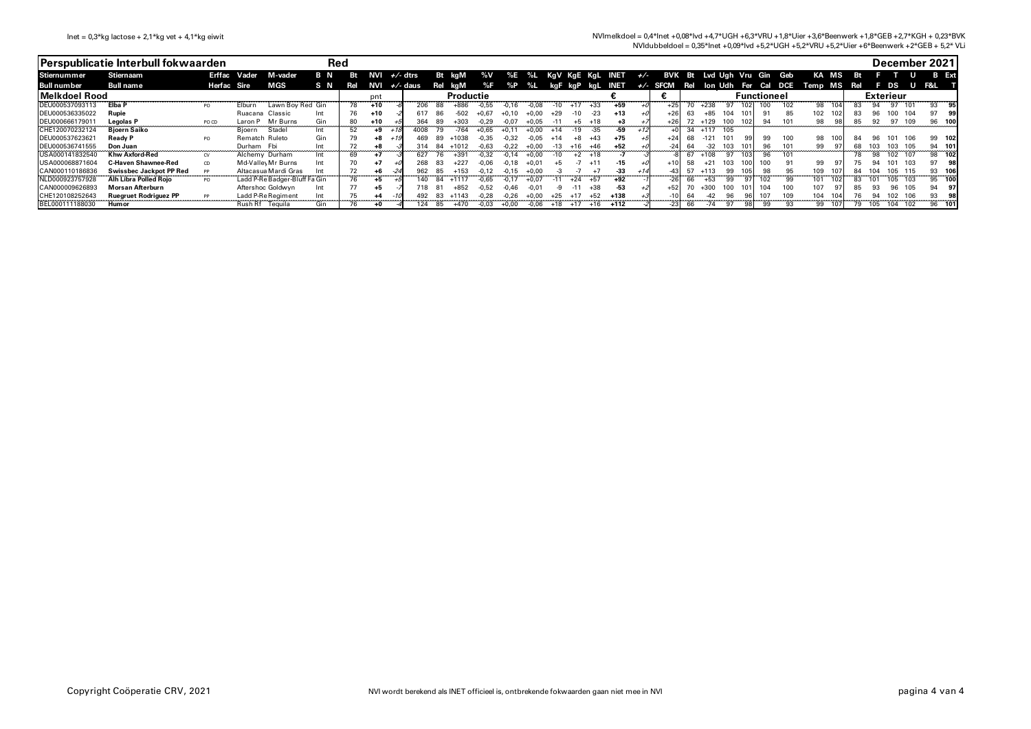Inet = 0,3*kg lactose + 2,1*kg vet + 4,1*kg eiwit

NVImelkdoel = 0,4*Inet +0,08*lvd +4,7*UGH +6,3*VRU +1,8*Uier +3,6*Beenwerk +1,8*GEB +2,7*KGH + 0,23*BVK
NVIdubbeldoel = 0,35*Inet +0,09*lvd +5,2*UGH +5,2*VRU +5,2*Uier +6*Beenwerk +2*GEB + 5,2* VLi

## Perspublicatie Interbull fokwaarden — Red — December 2021

| Stiernummer | Stiernaam | Erffac | Vader | M-vader | B N | Bt | NVI | +/- | dtrs | Bt | kgM | %V | %E | %L | KgV | KgE | KgL | INET | +/- | BVK | Bt | Lvd | Ugh | Vru | Gin | Geb | KA | MS | Bt | F | T | U | B | Ext |
|---|---|---|---|---|---|---|---|---|---|---|---|---|---|---|---|---|---|---|---|---|---|---|---|---|---|---|---|---|---|---|---|---|---|---|
| Bull number | Bull name | Herfac | Sire | MGS | S N | Rel | NVI | +/- | daus | Rel | kgM | %F | %P | %L | kgF | kgP | kgL | INET | +/- | SFCM | Rel | lon | Udh | Fer | Cal | DCE | Temp | MS | Rel | F | DS | U | F&L | T |
| **Melkdoel Rood** | | | | | | | pnt | | | Productie | | | | | | | | € | | € | | Functioneel | | | | | | | | Exterieur | | | | |
| DEU000537093113 | **Elba P** | PO | Elburn | Lawn Boy Red | Gin | 78 | +10 | -6 | 206 | 88 | +886 | -0,55 | -0,16 | -0,08 | -10 | +17 | +33 | +59 | +0 | +25 | 70 | +238 | 97 | 102 | 100 | 102 | 98 | 104 | 83 | 94 | 97 | 101 | 93 | 95 |
| DEU000536335022 | **Rupie** | | Ruacana | Classic | Int | 76 | +10 | -2 | 617 | 86 | -502 | +0,67 | +0,10 | +0,00 | +29 | -10 | -23 | +13 | +0 | +26 | 63 | +85 | 104 | 101 | 91 | 85 | 102 | 102 | 83 | 96 | 100 | 104 | 97 | 99 |
| DEU000666179011 | **Legolas P** | PO CD | Laron P | Mr Burns | Gin | 80 | +10 | +5 | 364 | 89 | +303 | -0,29 | -0,07 | +0,05 | -11 | +5 | +18 | +3 | +7 | +26 | 72 | +129 | 100 | 102 | 94 | 101 | 98 | 98 | 85 | 92 | 97 | 109 | 96 | 100 |
| CHE120070232124 | **Bjoern Saiko** | | Bjoern | Stadel | Int | 52 | +9 | +18 | 4008 | 79 | -764 | +0,65 | +0,11 | +0,00 | +14 | -19 | -35 | -59 | +12 | +0 | 34 | +117 | 105 | | | | | | | | | | | |
| DEU000537623621 | **Ready P** | PO | Rematch | Ruleto | Gin | 79 | +8 | +19 | 469 | 89 | +1038 | -0,35 | -0,32 | -0,05 | +14 | +8 | +43 | +75 | +5 | +24 | 68 | -121 | 101 | 99 | 99 | 100 | 98 | 100 | 84 | 96 | 101 | 106 | 99 | 102 |
| DEU000536741555 | **Don Juan** | | Durham | Fbi | Int | 72 | +8 | | 314 | 84 | +1012 | -0,63 | -0,22 | +0,00 | -13 | +16 | +46 | +52 | +0 | -24 | 64 | -32 | 103 | 101 | 96 | 101 | 99 | 97 | 68 | 103 | 103 | 105 | 94 | 101 |
| USA000141832540 | **Khw Axford-Red** | CV | Alchemy | Durham | Int | 69 | +7 | -3 | 627 | 76 | +391 | -0,32 | -0,14 | +0,00 | -10 | +2 | +18 | -7 | -3 | -8 | 67 | +108 | 97 | 103 | 96 | 101 | | | 78 | 98 | 102 | 107 | 98 | 102 |
| USA000068871604 | **C-Haven Shawnee-Red** | CD | Md-Valle | Mr Burns | Int | 70 | +7 | +0 | 268 | 83 | +227 | -0,06 | -0,18 | +0,01 | +5 | -7 | +11 | -15 | +0 | +10 | 58 | +21 | 103 | 100 | 100 | 91 | 99 | 97 | 75 | 94 | 101 | 103 | 97 | 98 |
| CAN000110186836 | **Swissbec Jackpot PP Red** | PP | Altacasua | Mardi Gras | Int | 72 | +6 | -24 | 962 | 85 | +153 | -0,12 | -0,15 | +0,00 | -3 | -7 | +7 | -33 | +14 | -43 | 57 | +113 | 99 | 105 | 98 | 95 | 109 | 107 | 84 | 104 | 105 | 115 | 93 | 106 |
| NLD000923757928 | **Alh Libra Polled Rojo** | PO | Ladd P-Re | Badger-Bluff Fa | Gin | 76 | +5 | +5 | 140 | 84 | +1117 | -0,65 | -0,17 | +0,07 | -11 | +24 | +57 | +92 | -1 | -26 | 66 | +53 | 99 | 97 | 102 | 99 | 101 | 102 | 83 | 101 | 105 | 103 | 95 | 100 |
| CAN000009626893 | **Morsan Afterburn** | | Aftershoc | Goldwyn | Int | 77 | +5 | -7 | 718 | 81 | +852 | -0,52 | -0,46 | -0,01 | -9 | -11 | +38 | -53 | +2 | +52 | 70 | +300 | 100 | 101 | 104 | 100 | 107 | 97 | 85 | 93 | 96 | 105 | 94 | 97 |
| CHE120108252643 | **Ruegruet Rodriguez PP** | PP | Ladd P-Re | Regiment | Int | 75 | +4 | -10 | 492 | 83 | +1143 | -0,28 | -0,26 | +0,00 | +25 | +17 | +52 | +138 | +3 | -10 | 64 | -42 | 96 | 96 | 107 | 109 | 104 | 104 | 76 | 94 | 102 | 106 | 93 | 98 |
| BEL000111188030 | **Humor** | | Rush Rf | Tequila | Gin | 76 | +0 | -4 | 124 | 85 | +470 | -0,03 | +0,00 | -0,06 | +18 | +17 | +16 | +112 | -2 | -23 | 66 | -74 | 97 | 98 | 99 | 93 | 99 | 107 | 79 | 105 | 104 | 102 | 96 | 101 |

Copyright Coöperatie CRV, 2021

NVI wordt berekend als INET officieel is, ontbrekende fokwaarden gaan niet mee in NVI